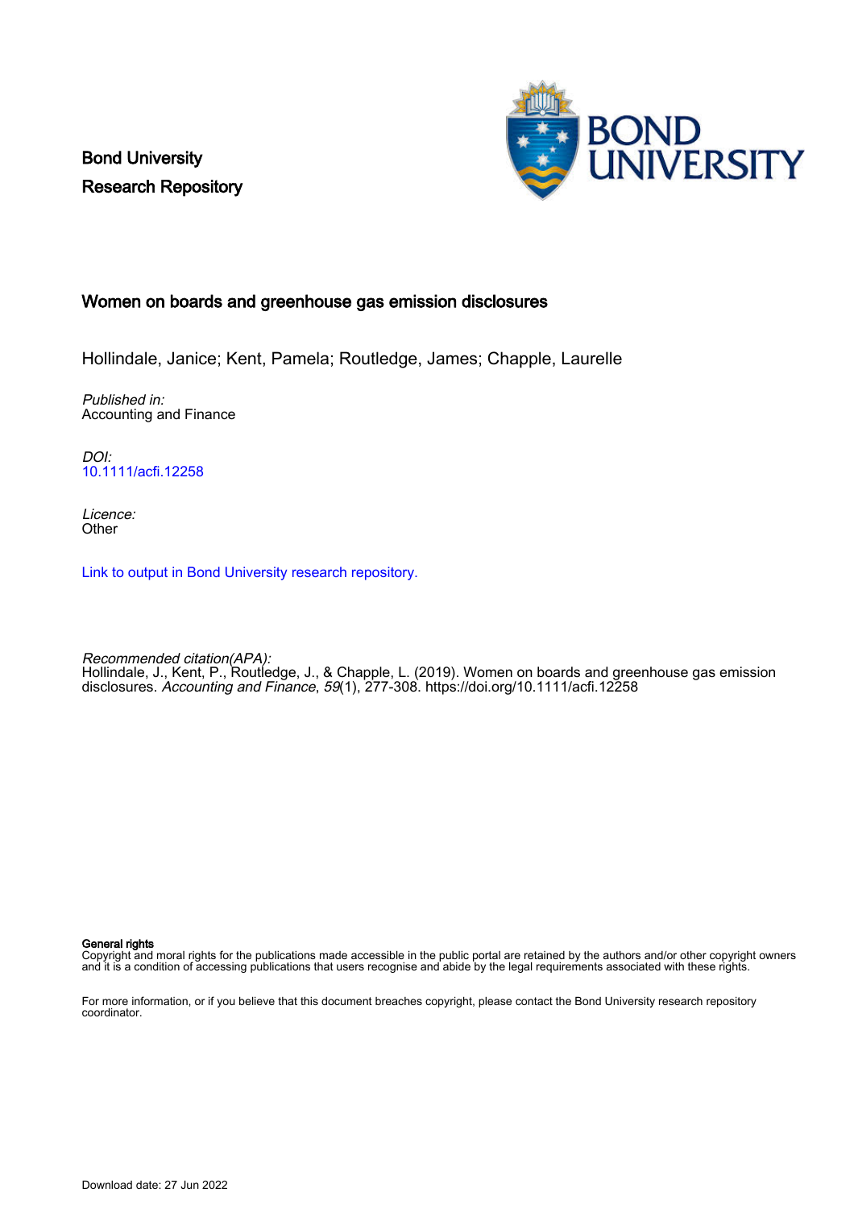Bond University
Research Repository

# Women on boards and greenhouse gas emission disclosures

Hollindale, Janice; Kent, Pamela; Routledge, James; Chapple, Laurelle

*Published in:*
Accounting and Finance

*DOI:*
10.1111/acfi.12258

*Licence:*
Other

Link to output in Bond University research repository.

*Recommended citation(APA):*
Hollindale, J., Kent, P., Routledge, J., & Chapple, L. (2019). Women on boards and greenhouse gas emission disclosures. *Accounting and Finance*, *59*(1), 277-308. https://doi.org/10.1111/acfi.12258

**General rights**
Copyright and moral rights for the publications made accessible in the public portal are retained by the authors and/or other copyright owners and it is a condition of accessing publications that users recognise and abide by the legal requirements associated with these rights.

For more information, or if you believe that this document breaches copyright, please contact the Bond University research repository coordinator.

Download date: 27 Jun 2022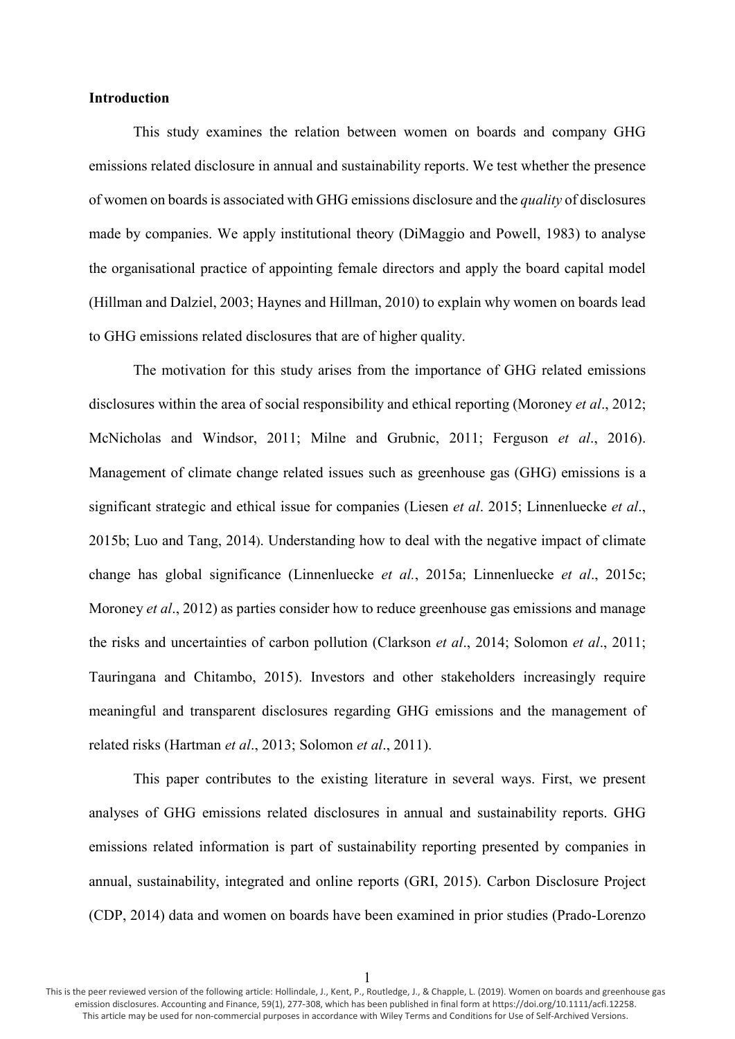**Introduction**

This study examines the relation between women on boards and company GHG emissions related disclosure in annual and sustainability reports. We test whether the presence of women on boards is associated with GHG emissions disclosure and the *quality* of disclosures made by companies. We apply institutional theory (DiMaggio and Powell, 1983) to analyse the organisational practice of appointing female directors and apply the board capital model (Hillman and Dalziel, 2003; Haynes and Hillman, 2010) to explain why women on boards lead to GHG emissions related disclosures that are of higher quality.

The motivation for this study arises from the importance of GHG related emissions disclosures within the area of social responsibility and ethical reporting (Moroney *et al*., 2012; McNicholas and Windsor, 2011; Milne and Grubnic, 2011; Ferguson *et al*., 2016). Management of climate change related issues such as greenhouse gas (GHG) emissions is a significant strategic and ethical issue for companies (Liesen *et al*. 2015; Linnenluecke *et al*., 2015b; Luo and Tang, 2014). Understanding how to deal with the negative impact of climate change has global significance (Linnenluecke *et al.*, 2015a; Linnenluecke *et al*., 2015c; Moroney *et al*., 2012) as parties consider how to reduce greenhouse gas emissions and manage the risks and uncertainties of carbon pollution (Clarkson *et al*., 2014; Solomon *et al*., 2011; Tauringana and Chitambo, 2015). Investors and other stakeholders increasingly require meaningful and transparent disclosures regarding GHG emissions and the management of related risks (Hartman *et al*., 2013; Solomon *et al*., 2011).

This paper contributes to the existing literature in several ways. First, we present analyses of GHG emissions related disclosures in annual and sustainability reports. GHG emissions related information is part of sustainability reporting presented by companies in annual, sustainability, integrated and online reports (GRI, 2015). Carbon Disclosure Project (CDP, 2014) data and women on boards have been examined in prior studies (Prado-Lorenzo

This is the peer reviewed version of the following article: Hollindale, J., Kent, P., Routledge, J., & Chapple, L. (2019). Women on boards and greenhouse gas emission disclosures. Accounting and Finance, 59(1), 277-308, which has been published in final form at https://doi.org/10.1111/acfi.12258. This article may be used for non-commercial purposes in accordance with Wiley Terms and Conditions for Use of Self-Archived Versions.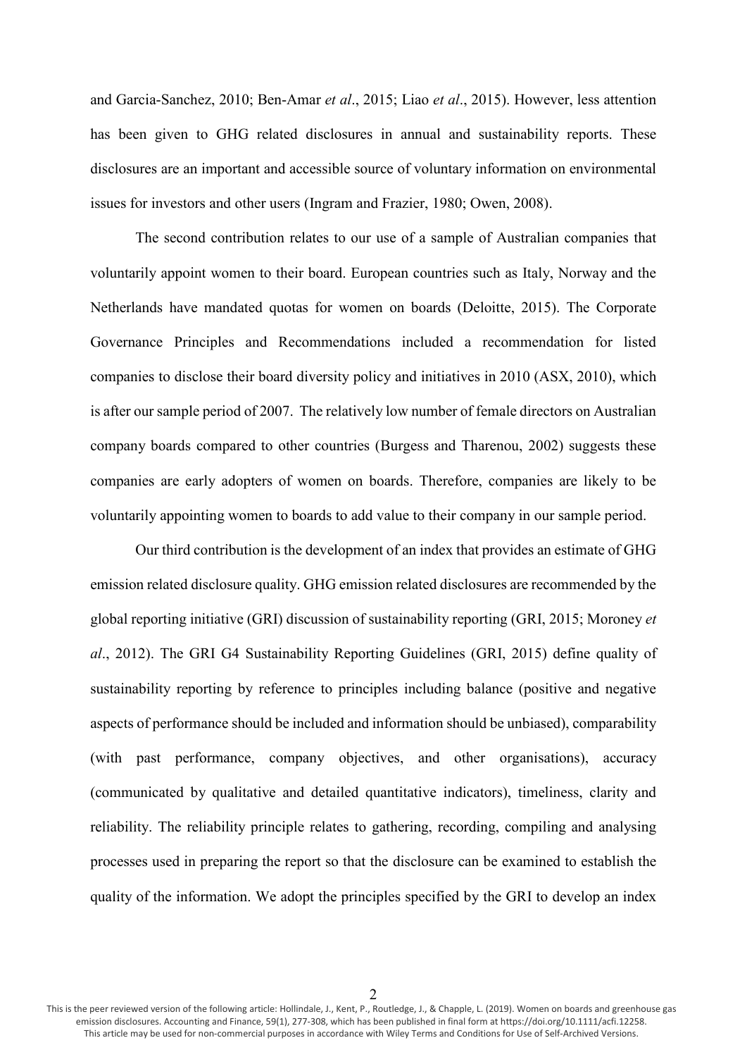and Garcia-Sanchez, 2010; Ben-Amar *et al*., 2015; Liao *et al*., 2015). However, less attention has been given to GHG related disclosures in annual and sustainability reports. These disclosures are an important and accessible source of voluntary information on environmental issues for investors and other users (Ingram and Frazier, 1980; Owen, 2008).

The second contribution relates to our use of a sample of Australian companies that voluntarily appoint women to their board. European countries such as Italy, Norway and the Netherlands have mandated quotas for women on boards (Deloitte, 2015). The Corporate Governance Principles and Recommendations included a recommendation for listed companies to disclose their board diversity policy and initiatives in 2010 (ASX, 2010), which is after our sample period of 2007. The relatively low number of female directors on Australian company boards compared to other countries (Burgess and Tharenou, 2002) suggests these companies are early adopters of women on boards. Therefore, companies are likely to be voluntarily appointing women to boards to add value to their company in our sample period.

Our third contribution is the development of an index that provides an estimate of GHG emission related disclosure quality. GHG emission related disclosures are recommended by the global reporting initiative (GRI) discussion of sustainability reporting (GRI, 2015; Moroney *et al*., 2012). The GRI G4 Sustainability Reporting Guidelines (GRI, 2015) define quality of sustainability reporting by reference to principles including balance (positive and negative aspects of performance should be included and information should be unbiased), comparability (with past performance, company objectives, and other organisations), accuracy (communicated by qualitative and detailed quantitative indicators), timeliness, clarity and reliability. The reliability principle relates to gathering, recording, compiling and analysing processes used in preparing the report so that the disclosure can be examined to establish the quality of the information. We adopt the principles specified by the GRI to develop an index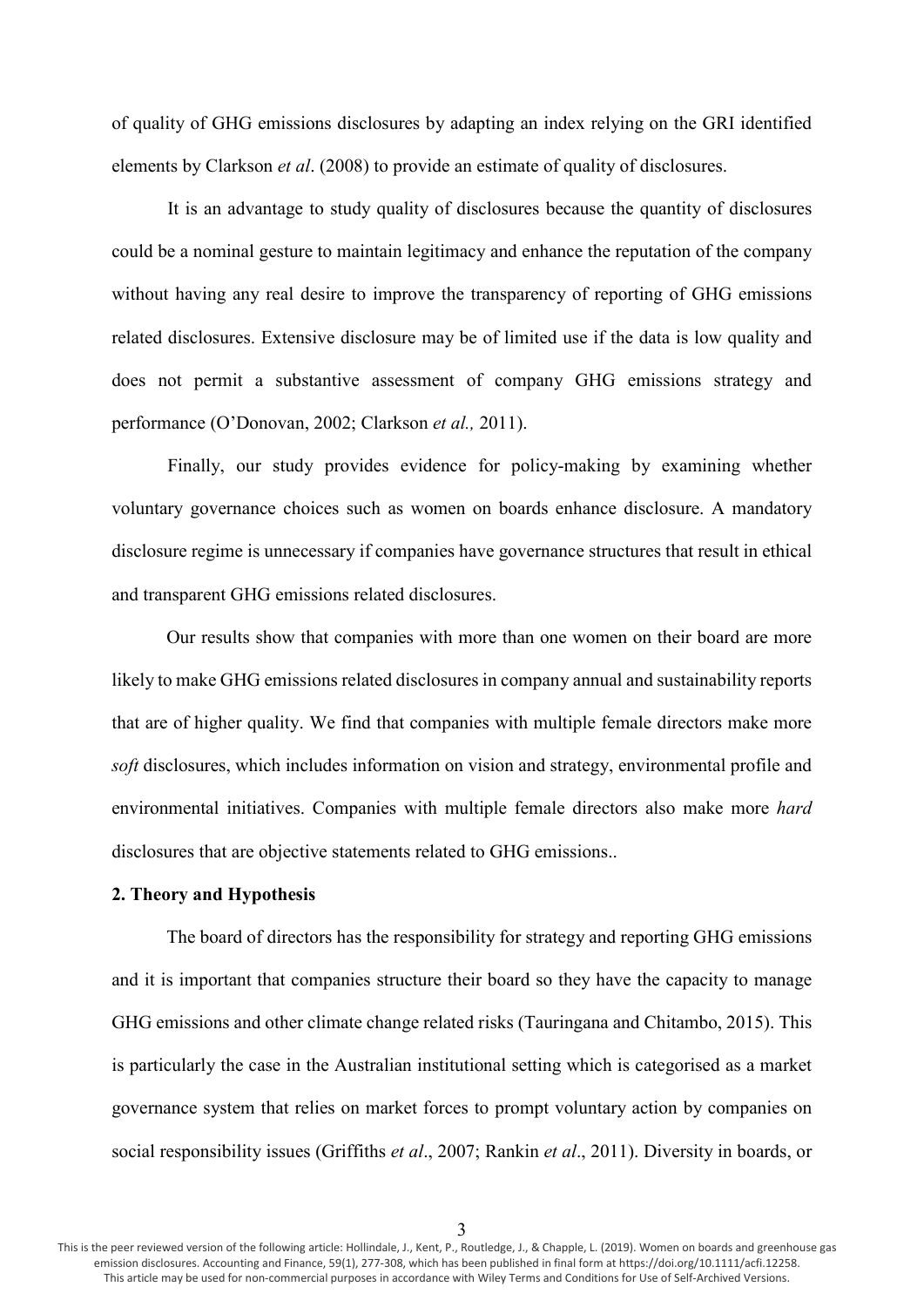of quality of GHG emissions disclosures by adapting an index relying on the GRI identified elements by Clarkson *et al*. (2008) to provide an estimate of quality of disclosures.

It is an advantage to study quality of disclosures because the quantity of disclosures could be a nominal gesture to maintain legitimacy and enhance the reputation of the company without having any real desire to improve the transparency of reporting of GHG emissions related disclosures. Extensive disclosure may be of limited use if the data is low quality and does not permit a substantive assessment of company GHG emissions strategy and performance (O'Donovan, 2002; Clarkson *et al.,* 2011).

Finally, our study provides evidence for policy-making by examining whether voluntary governance choices such as women on boards enhance disclosure. A mandatory disclosure regime is unnecessary if companies have governance structures that result in ethical and transparent GHG emissions related disclosures.

Our results show that companies with more than one women on their board are more likely to make GHG emissions related disclosures in company annual and sustainability reports that are of higher quality. We find that companies with multiple female directors make more *soft* disclosures, which includes information on vision and strategy, environmental profile and environmental initiatives. Companies with multiple female directors also make more *hard* disclosures that are objective statements related to GHG emissions..

## 2. Theory and Hypothesis

The board of directors has the responsibility for strategy and reporting GHG emissions and it is important that companies structure their board so they have the capacity to manage GHG emissions and other climate change related risks (Tauringana and Chitambo, 2015). This is particularly the case in the Australian institutional setting which is categorised as a market governance system that relies on market forces to prompt voluntary action by companies on social responsibility issues (Griffiths *et al*., 2007; Rankin *et al*., 2011). Diversity in boards, or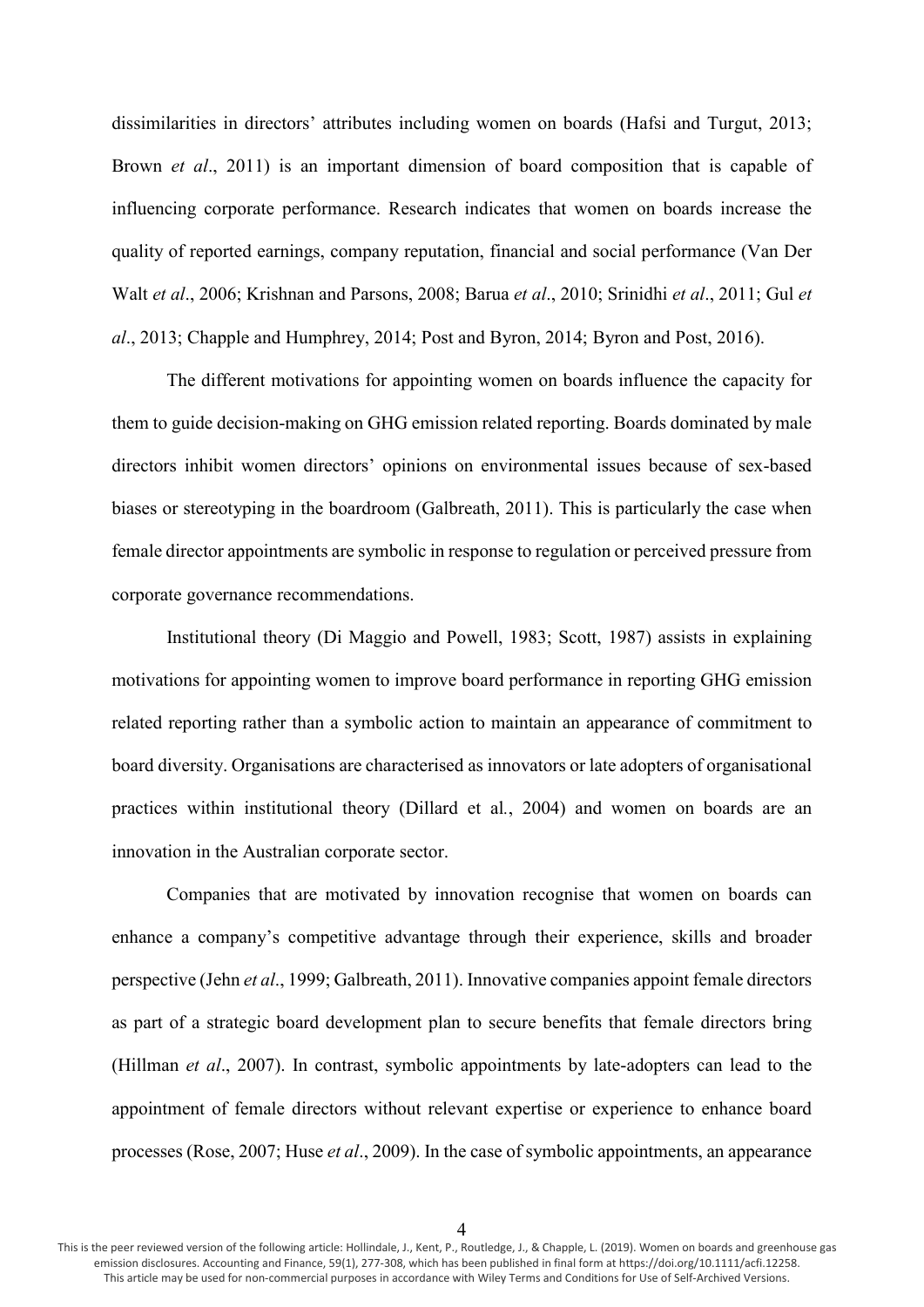dissimilarities in directors' attributes including women on boards (Hafsi and Turgut, 2013; Brown *et al*., 2011) is an important dimension of board composition that is capable of influencing corporate performance. Research indicates that women on boards increase the quality of reported earnings, company reputation, financial and social performance (Van Der Walt *et al*., 2006; Krishnan and Parsons, 2008; Barua *et al*., 2010; Srinidhi *et al*., 2011; Gul *et al*., 2013; Chapple and Humphrey, 2014; Post and Byron, 2014; Byron and Post, 2016).

The different motivations for appointing women on boards influence the capacity for them to guide decision-making on GHG emission related reporting. Boards dominated by male directors inhibit women directors' opinions on environmental issues because of sex-based biases or stereotyping in the boardroom (Galbreath, 2011). This is particularly the case when female director appointments are symbolic in response to regulation or perceived pressure from corporate governance recommendations.

Institutional theory (Di Maggio and Powell, 1983; Scott, 1987) assists in explaining motivations for appointing women to improve board performance in reporting GHG emission related reporting rather than a symbolic action to maintain an appearance of commitment to board diversity. Organisations are characterised as innovators or late adopters of organisational practices within institutional theory (Dillard et al., 2004) and women on boards are an innovation in the Australian corporate sector.

Companies that are motivated by innovation recognise that women on boards can enhance a company's competitive advantage through their experience, skills and broader perspective (Jehn *et al*., 1999; Galbreath, 2011). Innovative companies appoint female directors as part of a strategic board development plan to secure benefits that female directors bring (Hillman *et al*., 2007). In contrast, symbolic appointments by late-adopters can lead to the appointment of female directors without relevant expertise or experience to enhance board processes (Rose, 2007; Huse *et al*., 2009). In the case of symbolic appointments, an appearance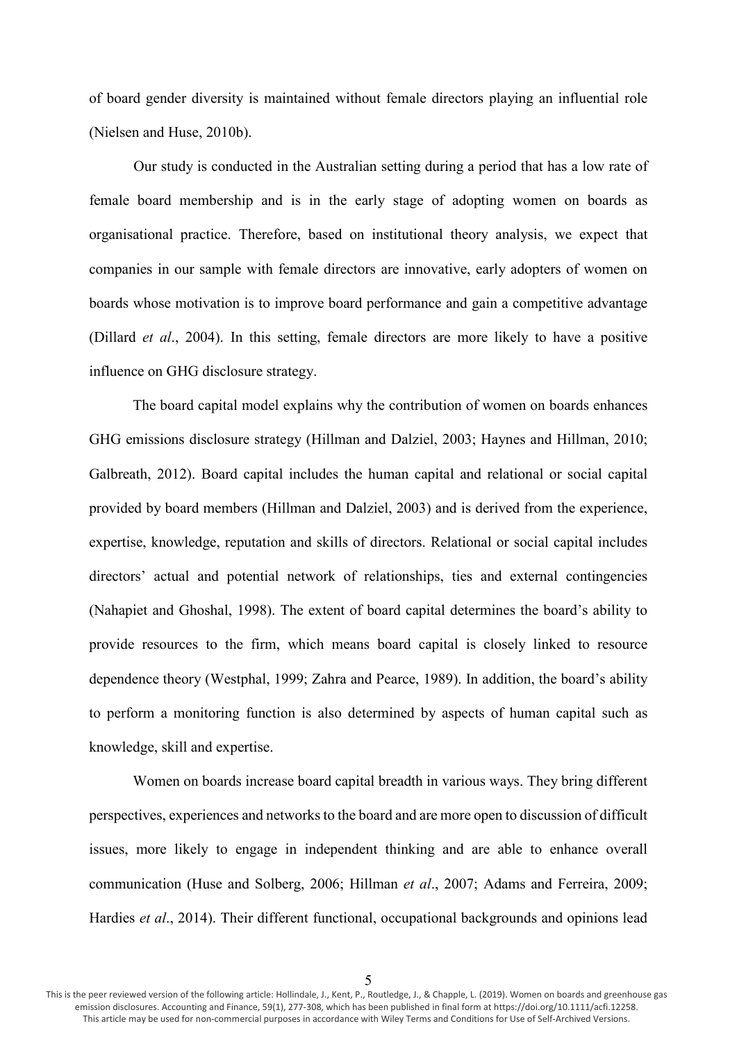of board gender diversity is maintained without female directors playing an influential role (Nielsen and Huse, 2010b).

Our study is conducted in the Australian setting during a period that has a low rate of female board membership and is in the early stage of adopting women on boards as organisational practice. Therefore, based on institutional theory analysis, we expect that companies in our sample with female directors are innovative, early adopters of women on boards whose motivation is to improve board performance and gain a competitive advantage (Dillard *et al*., 2004). In this setting, female directors are more likely to have a positive influence on GHG disclosure strategy.

The board capital model explains why the contribution of women on boards enhances GHG emissions disclosure strategy (Hillman and Dalziel, 2003; Haynes and Hillman, 2010; Galbreath, 2012). Board capital includes the human capital and relational or social capital provided by board members (Hillman and Dalziel, 2003) and is derived from the experience, expertise, knowledge, reputation and skills of directors. Relational or social capital includes directors' actual and potential network of relationships, ties and external contingencies (Nahapiet and Ghoshal, 1998). The extent of board capital determines the board's ability to provide resources to the firm, which means board capital is closely linked to resource dependence theory (Westphal, 1999; Zahra and Pearce, 1989). In addition, the board's ability to perform a monitoring function is also determined by aspects of human capital such as knowledge, skill and expertise.

Women on boards increase board capital breadth in various ways. They bring different perspectives, experiences and networks to the board and are more open to discussion of difficult issues, more likely to engage in independent thinking and are able to enhance overall communication (Huse and Solberg, 2006; Hillman *et al*., 2007; Adams and Ferreira, 2009; Hardies *et al*., 2014). Their different functional, occupational backgrounds and opinions lead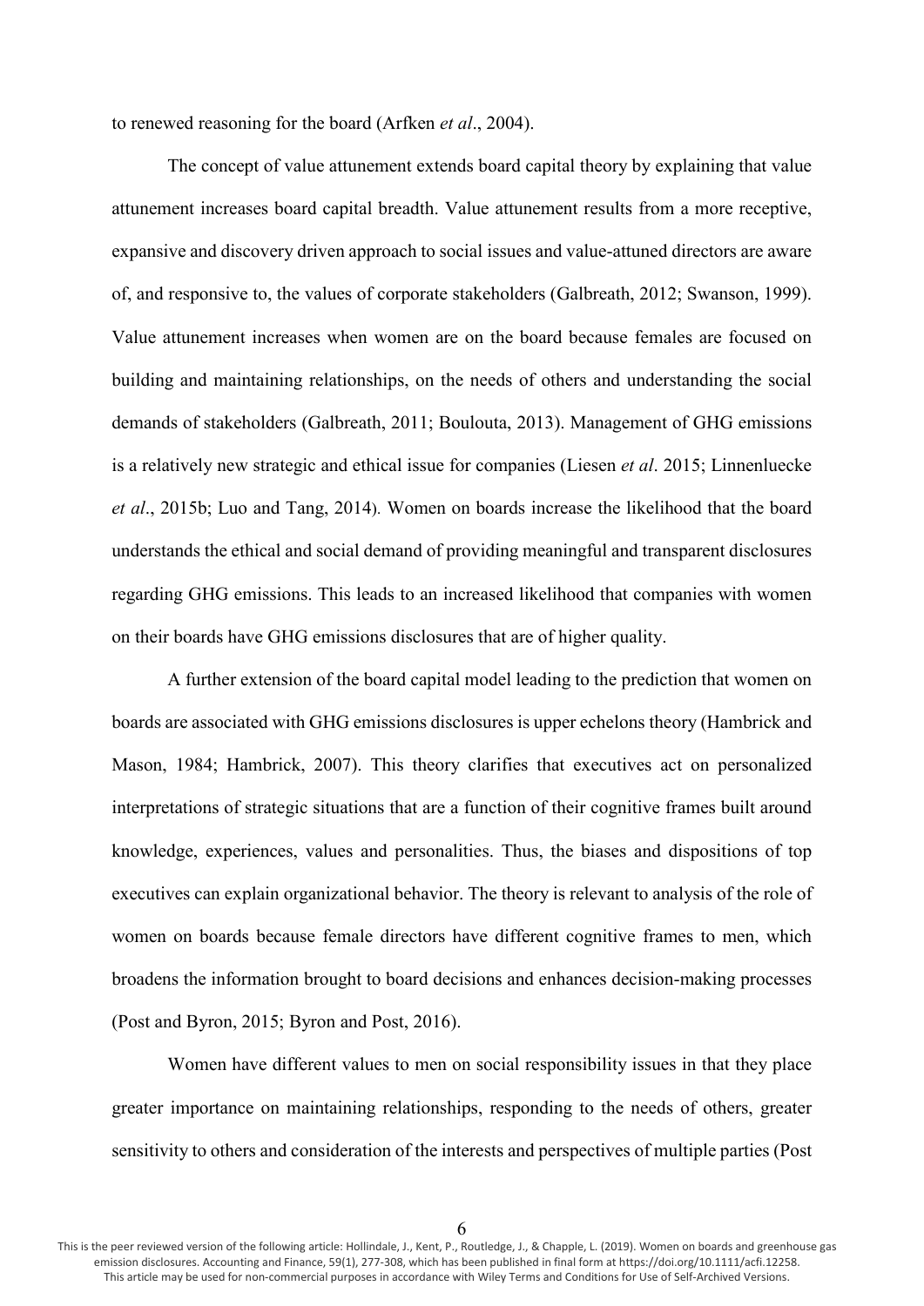to renewed reasoning for the board (Arfken *et al*., 2004).

The concept of value attunement extends board capital theory by explaining that value attunement increases board capital breadth. Value attunement results from a more receptive, expansive and discovery driven approach to social issues and value-attuned directors are aware of, and responsive to, the values of corporate stakeholders (Galbreath, 2012; Swanson, 1999). Value attunement increases when women are on the board because females are focused on building and maintaining relationships, on the needs of others and understanding the social demands of stakeholders (Galbreath, 2011; Boulouta, 2013). Management of GHG emissions is a relatively new strategic and ethical issue for companies (Liesen *et al*. 2015; Linnenluecke *et al*., 2015b; Luo and Tang, 2014). Women on boards increase the likelihood that the board understands the ethical and social demand of providing meaningful and transparent disclosures regarding GHG emissions. This leads to an increased likelihood that companies with women on their boards have GHG emissions disclosures that are of higher quality.

A further extension of the board capital model leading to the prediction that women on boards are associated with GHG emissions disclosures is upper echelons theory (Hambrick and Mason, 1984; Hambrick, 2007). This theory clarifies that executives act on personalized interpretations of strategic situations that are a function of their cognitive frames built around knowledge, experiences, values and personalities. Thus, the biases and dispositions of top executives can explain organizational behavior. The theory is relevant to analysis of the role of women on boards because female directors have different cognitive frames to men, which broadens the information brought to board decisions and enhances decision-making processes (Post and Byron, 2015; Byron and Post, 2016).

Women have different values to men on social responsibility issues in that they place greater importance on maintaining relationships, responding to the needs of others, greater sensitivity to others and consideration of the interests and perspectives of multiple parties (Post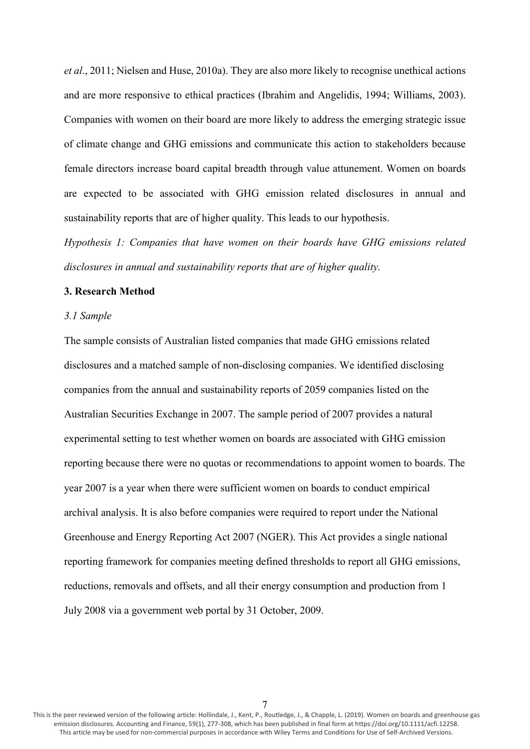*et al*., 2011; Nielsen and Huse, 2010a). They are also more likely to recognise unethical actions and are more responsive to ethical practices (Ibrahim and Angelidis, 1994; Williams, 2003). Companies with women on their board are more likely to address the emerging strategic issue of climate change and GHG emissions and communicate this action to stakeholders because female directors increase board capital breadth through value attunement. Women on boards are expected to be associated with GHG emission related disclosures in annual and sustainability reports that are of higher quality. This leads to our hypothesis.

*Hypothesis 1: Companies that have women on their boards have GHG emissions related disclosures in annual and sustainability reports that are of higher quality.*

## 3. Research Method

### *3.1 Sample*

The sample consists of Australian listed companies that made GHG emissions related disclosures and a matched sample of non-disclosing companies. We identified disclosing companies from the annual and sustainability reports of 2059 companies listed on the Australian Securities Exchange in 2007. The sample period of 2007 provides a natural experimental setting to test whether women on boards are associated with GHG emission reporting because there were no quotas or recommendations to appoint women to boards. The year 2007 is a year when there were sufficient women on boards to conduct empirical archival analysis. It is also before companies were required to report under the National Greenhouse and Energy Reporting Act 2007 (NGER). This Act provides a single national reporting framework for companies meeting defined thresholds to report all GHG emissions, reductions, removals and offsets, and all their energy consumption and production from 1 July 2008 via a government web portal by 31 October, 2009.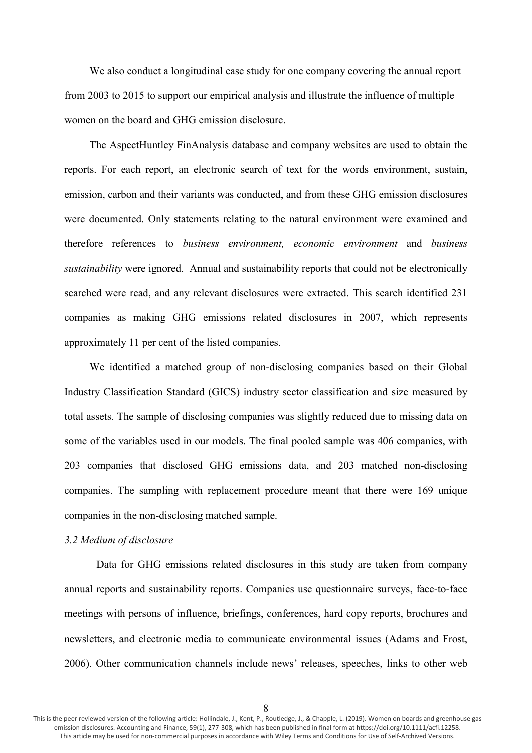We also conduct a longitudinal case study for one company covering the annual report from 2003 to 2015 to support our empirical analysis and illustrate the influence of multiple women on the board and GHG emission disclosure.

The AspectHuntley FinAnalysis database and company websites are used to obtain the reports. For each report, an electronic search of text for the words environment, sustain, emission, carbon and their variants was conducted, and from these GHG emission disclosures were documented. Only statements relating to the natural environment were examined and therefore references to *business environment, economic environment* and *business sustainability* were ignored. Annual and sustainability reports that could not be electronically searched were read, and any relevant disclosures were extracted. This search identified 231 companies as making GHG emissions related disclosures in 2007, which represents approximately 11 per cent of the listed companies.

We identified a matched group of non-disclosing companies based on their Global Industry Classification Standard (GICS) industry sector classification and size measured by total assets. The sample of disclosing companies was slightly reduced due to missing data on some of the variables used in our models. The final pooled sample was 406 companies, with 203 companies that disclosed GHG emissions data, and 203 matched non-disclosing companies. The sampling with replacement procedure meant that there were 169 unique companies in the non-disclosing matched sample.

### *3.2 Medium of disclosure*

Data for GHG emissions related disclosures in this study are taken from company annual reports and sustainability reports. Companies use questionnaire surveys, face-to-face meetings with persons of influence, briefings, conferences, hard copy reports, brochures and newsletters, and electronic media to communicate environmental issues (Adams and Frost, 2006). Other communication channels include news' releases, speeches, links to other web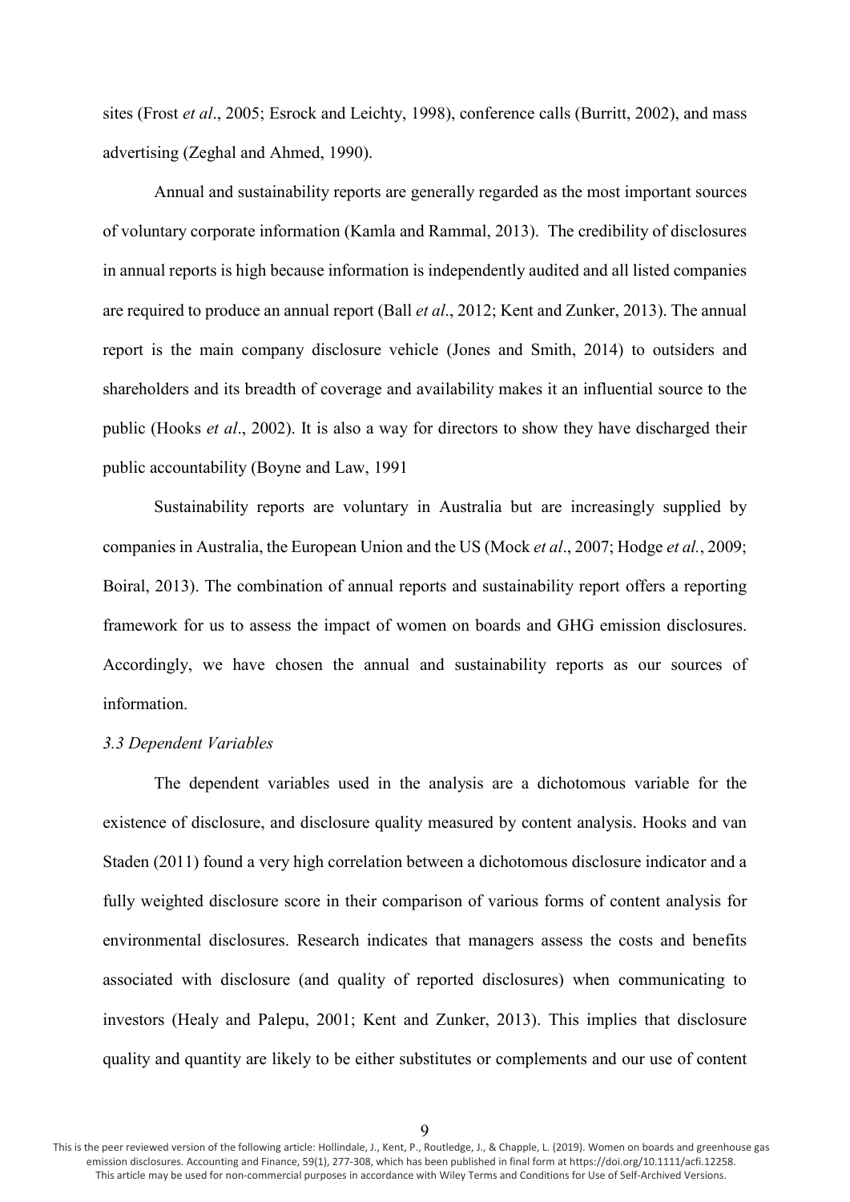sites (Frost *et al*., 2005; Esrock and Leichty, 1998), conference calls (Burritt, 2002), and mass advertising (Zeghal and Ahmed, 1990).

Annual and sustainability reports are generally regarded as the most important sources of voluntary corporate information (Kamla and Rammal, 2013). The credibility of disclosures in annual reports is high because information is independently audited and all listed companies are required to produce an annual report (Ball *et al*., 2012; Kent and Zunker, 2013). The annual report is the main company disclosure vehicle (Jones and Smith, 2014) to outsiders and shareholders and its breadth of coverage and availability makes it an influential source to the public (Hooks *et al*., 2002). It is also a way for directors to show they have discharged their public accountability (Boyne and Law, 1991

Sustainability reports are voluntary in Australia but are increasingly supplied by companies in Australia, the European Union and the US (Mock *et al*., 2007; Hodge *et al.*, 2009; Boiral, 2013). The combination of annual reports and sustainability report offers a reporting framework for us to assess the impact of women on boards and GHG emission disclosures. Accordingly, we have chosen the annual and sustainability reports as our sources of information.

### *3.3 Dependent Variables*

The dependent variables used in the analysis are a dichotomous variable for the existence of disclosure, and disclosure quality measured by content analysis. Hooks and van Staden (2011) found a very high correlation between a dichotomous disclosure indicator and a fully weighted disclosure score in their comparison of various forms of content analysis for environmental disclosures. Research indicates that managers assess the costs and benefits associated with disclosure (and quality of reported disclosures) when communicating to investors (Healy and Palepu, 2001; Kent and Zunker, 2013). This implies that disclosure quality and quantity are likely to be either substitutes or complements and our use of content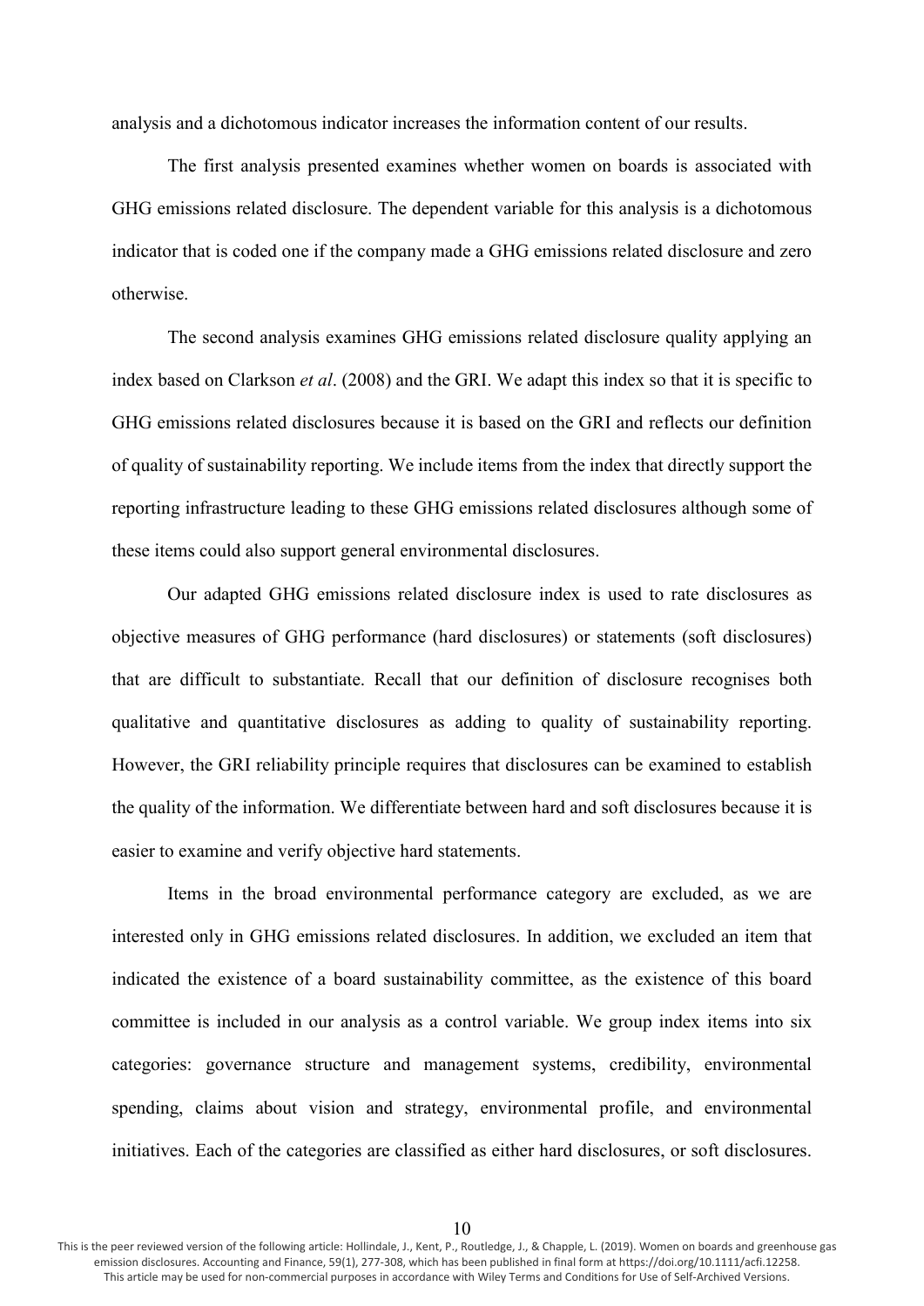analysis and a dichotomous indicator increases the information content of our results.

The first analysis presented examines whether women on boards is associated with GHG emissions related disclosure. The dependent variable for this analysis is a dichotomous indicator that is coded one if the company made a GHG emissions related disclosure and zero otherwise.

The second analysis examines GHG emissions related disclosure quality applying an index based on Clarkson *et al*. (2008) and the GRI. We adapt this index so that it is specific to GHG emissions related disclosures because it is based on the GRI and reflects our definition of quality of sustainability reporting. We include items from the index that directly support the reporting infrastructure leading to these GHG emissions related disclosures although some of these items could also support general environmental disclosures.

Our adapted GHG emissions related disclosure index is used to rate disclosures as objective measures of GHG performance (hard disclosures) or statements (soft disclosures) that are difficult to substantiate. Recall that our definition of disclosure recognises both qualitative and quantitative disclosures as adding to quality of sustainability reporting. However, the GRI reliability principle requires that disclosures can be examined to establish the quality of the information. We differentiate between hard and soft disclosures because it is easier to examine and verify objective hard statements.

Items in the broad environmental performance category are excluded, as we are interested only in GHG emissions related disclosures. In addition, we excluded an item that indicated the existence of a board sustainability committee, as the existence of this board committee is included in our analysis as a control variable. We group index items into six categories: governance structure and management systems, credibility, environmental spending, claims about vision and strategy, environmental profile, and environmental initiatives. Each of the categories are classified as either hard disclosures, or soft disclosures.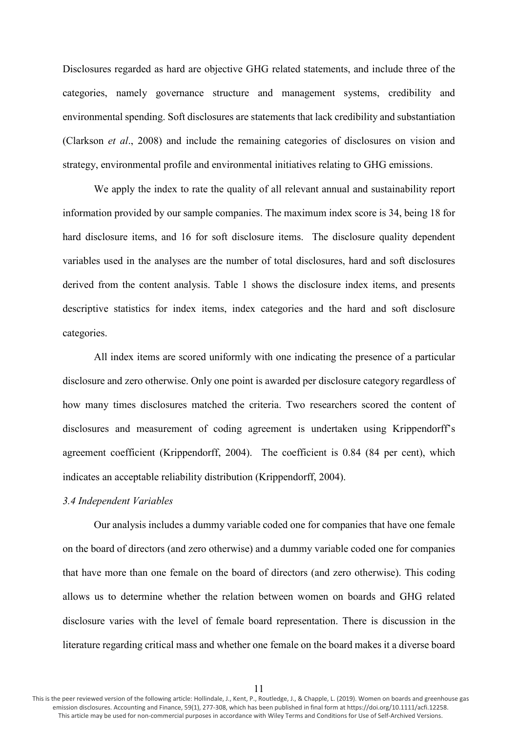Disclosures regarded as hard are objective GHG related statements, and include three of the categories, namely governance structure and management systems, credibility and environmental spending. Soft disclosures are statements that lack credibility and substantiation (Clarkson *et al*., 2008) and include the remaining categories of disclosures on vision and strategy, environmental profile and environmental initiatives relating to GHG emissions.

We apply the index to rate the quality of all relevant annual and sustainability report information provided by our sample companies. The maximum index score is 34, being 18 for hard disclosure items, and 16 for soft disclosure items. The disclosure quality dependent variables used in the analyses are the number of total disclosures, hard and soft disclosures derived from the content analysis. Table 1 shows the disclosure index items, and presents descriptive statistics for index items, index categories and the hard and soft disclosure categories.

All index items are scored uniformly with one indicating the presence of a particular disclosure and zero otherwise. Only one point is awarded per disclosure category regardless of how many times disclosures matched the criteria. Two researchers scored the content of disclosures and measurement of coding agreement is undertaken using Krippendorff's agreement coefficient (Krippendorff, 2004). The coefficient is 0.84 (84 per cent), which indicates an acceptable reliability distribution (Krippendorff, 2004).

### *3.4 Independent Variables*

Our analysis includes a dummy variable coded one for companies that have one female on the board of directors (and zero otherwise) and a dummy variable coded one for companies that have more than one female on the board of directors (and zero otherwise). This coding allows us to determine whether the relation between women on boards and GHG related disclosure varies with the level of female board representation. There is discussion in the literature regarding critical mass and whether one female on the board makes it a diverse board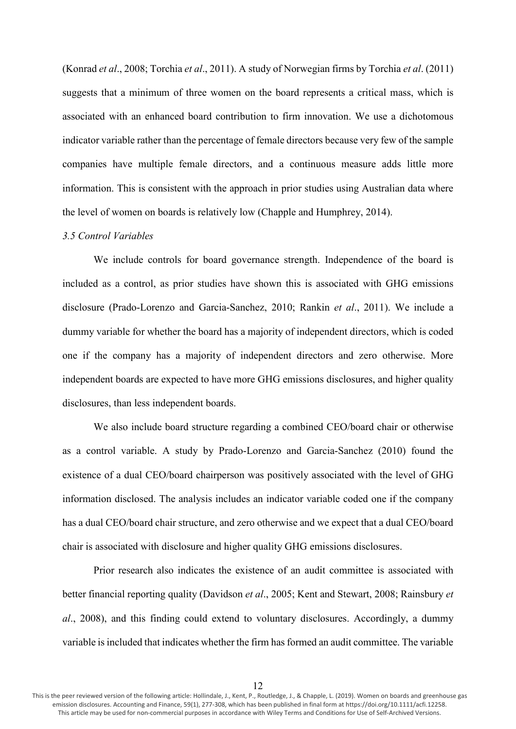(Konrad *et al*., 2008; Torchia *et al*., 2011). A study of Norwegian firms by Torchia *et al*. (2011) suggests that a minimum of three women on the board represents a critical mass, which is associated with an enhanced board contribution to firm innovation. We use a dichotomous indicator variable rather than the percentage of female directors because very few of the sample companies have multiple female directors, and a continuous measure adds little more information. This is consistent with the approach in prior studies using Australian data where the level of women on boards is relatively low (Chapple and Humphrey, 2014).

### *3.5 Control Variables*

We include controls for board governance strength. Independence of the board is included as a control, as prior studies have shown this is associated with GHG emissions disclosure (Prado-Lorenzo and Garcia-Sanchez, 2010; Rankin *et al*., 2011). We include a dummy variable for whether the board has a majority of independent directors, which is coded one if the company has a majority of independent directors and zero otherwise. More independent boards are expected to have more GHG emissions disclosures, and higher quality disclosures, than less independent boards.

We also include board structure regarding a combined CEO/board chair or otherwise as a control variable. A study by Prado-Lorenzo and Garcia-Sanchez (2010) found the existence of a dual CEO/board chairperson was positively associated with the level of GHG information disclosed. The analysis includes an indicator variable coded one if the company has a dual CEO/board chair structure, and zero otherwise and we expect that a dual CEO/board chair is associated with disclosure and higher quality GHG emissions disclosures.

Prior research also indicates the existence of an audit committee is associated with better financial reporting quality (Davidson *et al*., 2005; Kent and Stewart, 2008; Rainsbury *et al*., 2008), and this finding could extend to voluntary disclosures. Accordingly, a dummy variable is included that indicates whether the firm has formed an audit committee. The variable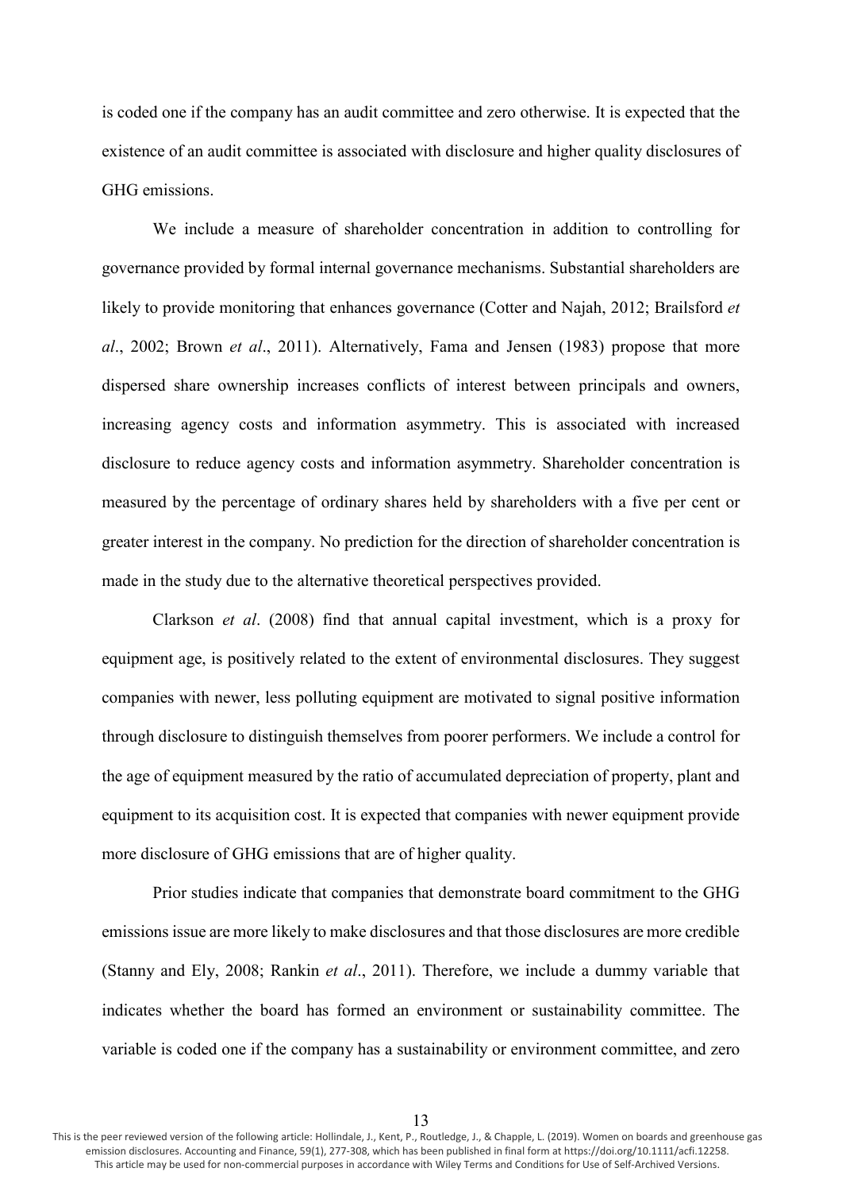is coded one if the company has an audit committee and zero otherwise. It is expected that the existence of an audit committee is associated with disclosure and higher quality disclosures of GHG emissions.

We include a measure of shareholder concentration in addition to controlling for governance provided by formal internal governance mechanisms. Substantial shareholders are likely to provide monitoring that enhances governance (Cotter and Najah, 2012; Brailsford *et al*., 2002; Brown *et al*., 2011). Alternatively, Fama and Jensen (1983) propose that more dispersed share ownership increases conflicts of interest between principals and owners, increasing agency costs and information asymmetry. This is associated with increased disclosure to reduce agency costs and information asymmetry. Shareholder concentration is measured by the percentage of ordinary shares held by shareholders with a five per cent or greater interest in the company. No prediction for the direction of shareholder concentration is made in the study due to the alternative theoretical perspectives provided.

Clarkson *et al*. (2008) find that annual capital investment, which is a proxy for equipment age, is positively related to the extent of environmental disclosures. They suggest companies with newer, less polluting equipment are motivated to signal positive information through disclosure to distinguish themselves from poorer performers. We include a control for the age of equipment measured by the ratio of accumulated depreciation of property, plant and equipment to its acquisition cost. It is expected that companies with newer equipment provide more disclosure of GHG emissions that are of higher quality.

Prior studies indicate that companies that demonstrate board commitment to the GHG emissions issue are more likely to make disclosures and that those disclosures are more credible (Stanny and Ely, 2008; Rankin *et al*., 2011). Therefore, we include a dummy variable that indicates whether the board has formed an environment or sustainability committee. The variable is coded one if the company has a sustainability or environment committee, and zero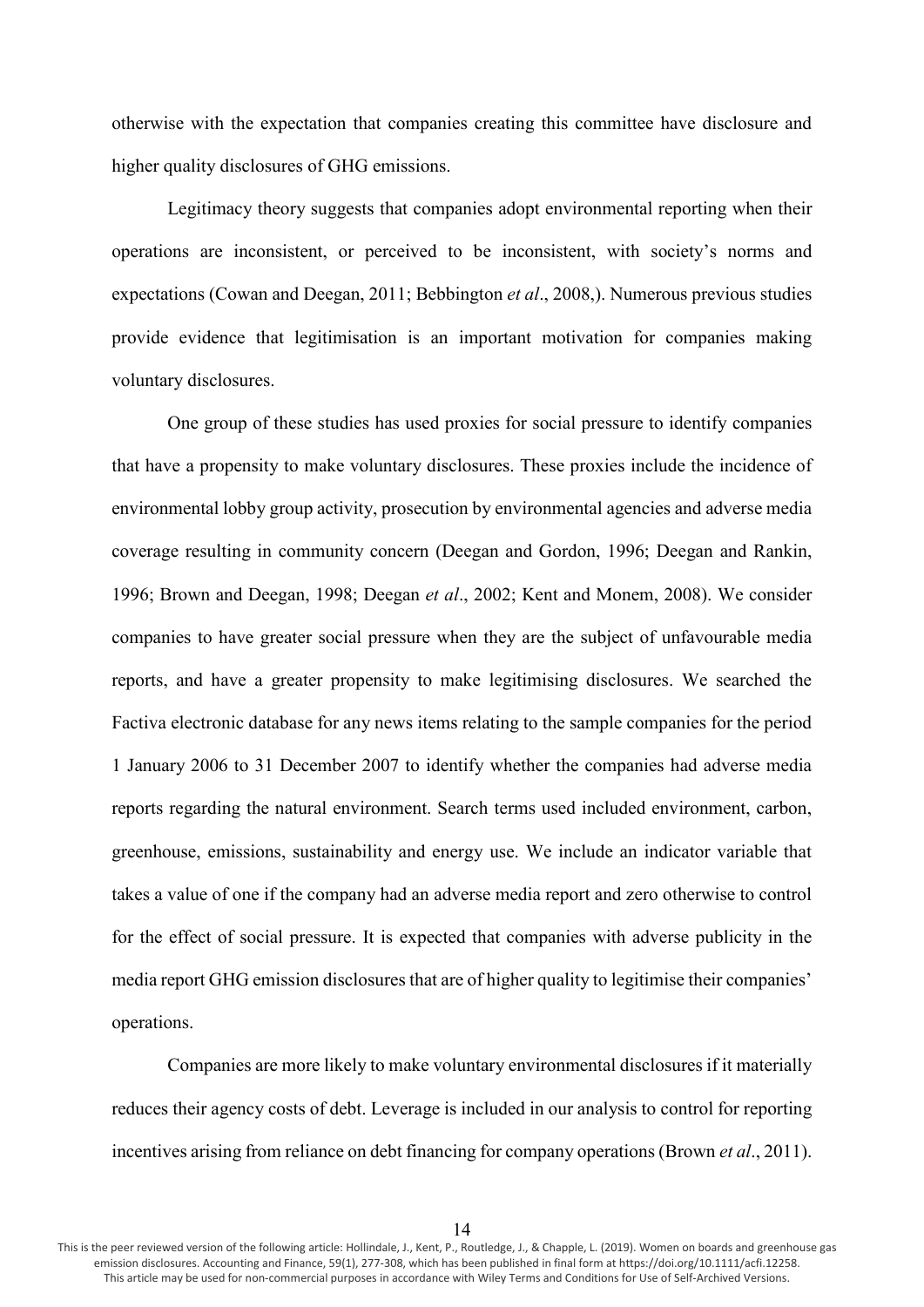otherwise with the expectation that companies creating this committee have disclosure and higher quality disclosures of GHG emissions.

Legitimacy theory suggests that companies adopt environmental reporting when their operations are inconsistent, or perceived to be inconsistent, with society's norms and expectations (Cowan and Deegan, 2011; Bebbington *et al*., 2008,). Numerous previous studies provide evidence that legitimisation is an important motivation for companies making voluntary disclosures.

One group of these studies has used proxies for social pressure to identify companies that have a propensity to make voluntary disclosures. These proxies include the incidence of environmental lobby group activity, prosecution by environmental agencies and adverse media coverage resulting in community concern (Deegan and Gordon, 1996; Deegan and Rankin, 1996; Brown and Deegan, 1998; Deegan *et al*., 2002; Kent and Monem, 2008). We consider companies to have greater social pressure when they are the subject of unfavourable media reports, and have a greater propensity to make legitimising disclosures. We searched the Factiva electronic database for any news items relating to the sample companies for the period 1 January 2006 to 31 December 2007 to identify whether the companies had adverse media reports regarding the natural environment. Search terms used included environment, carbon, greenhouse, emissions, sustainability and energy use. We include an indicator variable that takes a value of one if the company had an adverse media report and zero otherwise to control for the effect of social pressure. It is expected that companies with adverse publicity in the media report GHG emission disclosures that are of higher quality to legitimise their companies' operations.

Companies are more likely to make voluntary environmental disclosures if it materially reduces their agency costs of debt. Leverage is included in our analysis to control for reporting incentives arising from reliance on debt financing for company operations (Brown *et al*., 2011).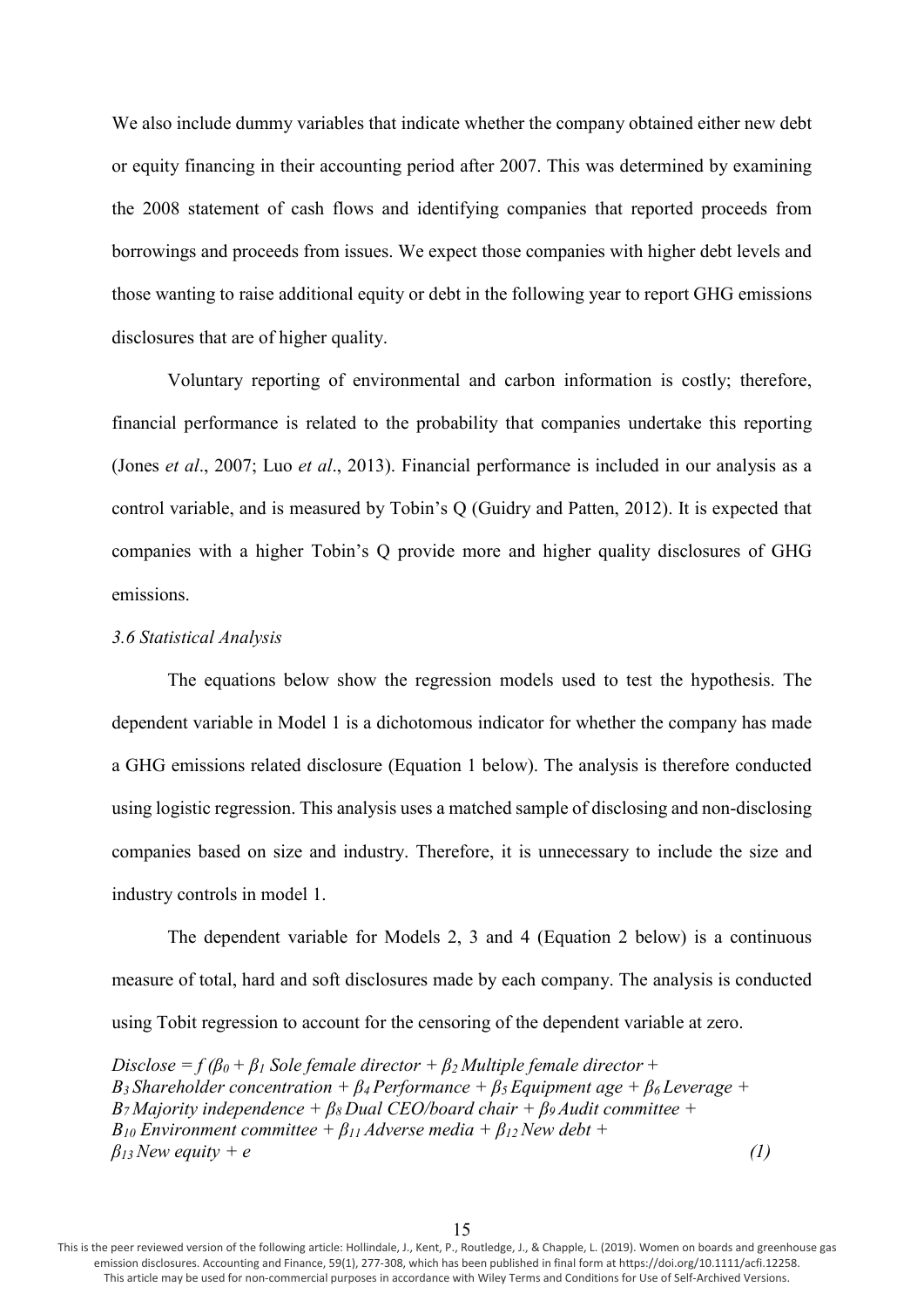We also include dummy variables that indicate whether the company obtained either new debt or equity financing in their accounting period after 2007. This was determined by examining the 2008 statement of cash flows and identifying companies that reported proceeds from borrowings and proceeds from issues. We expect those companies with higher debt levels and those wanting to raise additional equity or debt in the following year to report GHG emissions disclosures that are of higher quality.

Voluntary reporting of environmental and carbon information is costly; therefore, financial performance is related to the probability that companies undertake this reporting (Jones *et al*., 2007; Luo *et al*., 2013). Financial performance is included in our analysis as a control variable, and is measured by Tobin's Q (Guidry and Patten, 2012). It is expected that companies with a higher Tobin's Q provide more and higher quality disclosures of GHG emissions.

### *3.6 Statistical Analysis*

The equations below show the regression models used to test the hypothesis. The dependent variable in Model 1 is a dichotomous indicator for whether the company has made a GHG emissions related disclosure (Equation 1 below). The analysis is therefore conducted using logistic regression. This analysis uses a matched sample of disclosing and non-disclosing companies based on size and industry. Therefore, it is unnecessary to include the size and industry controls in model 1.

The dependent variable for Models 2, 3 and 4 (Equation 2 below) is a continuous measure of total, hard and soft disclosures made by each company. The analysis is conducted using Tobit regression to account for the censoring of the dependent variable at zero.

$$
\begin{aligned}
&Disclose = f\,(\beta_0 + \beta_1\, Sole\ female\ director + \beta_2\, Multiple\ female\ director + \\
&B_3\, Shareholder\ concentration + \beta_4\, Performance + \beta_5\, Equipment\ age + \beta_6\, Leverage + \\
&B_7\, Majority\ independence + \beta_8\, Dual\ CEO/board\ chair + \beta_9\, Audit\ committee + \\
&B_{10}\, Environment\ committee + \beta_{11}\, Adverse\ media + \beta_{12}\, New\ debt + \\
&\beta_{13}\, New\ equity + e \qquad (1)
\end{aligned}
$$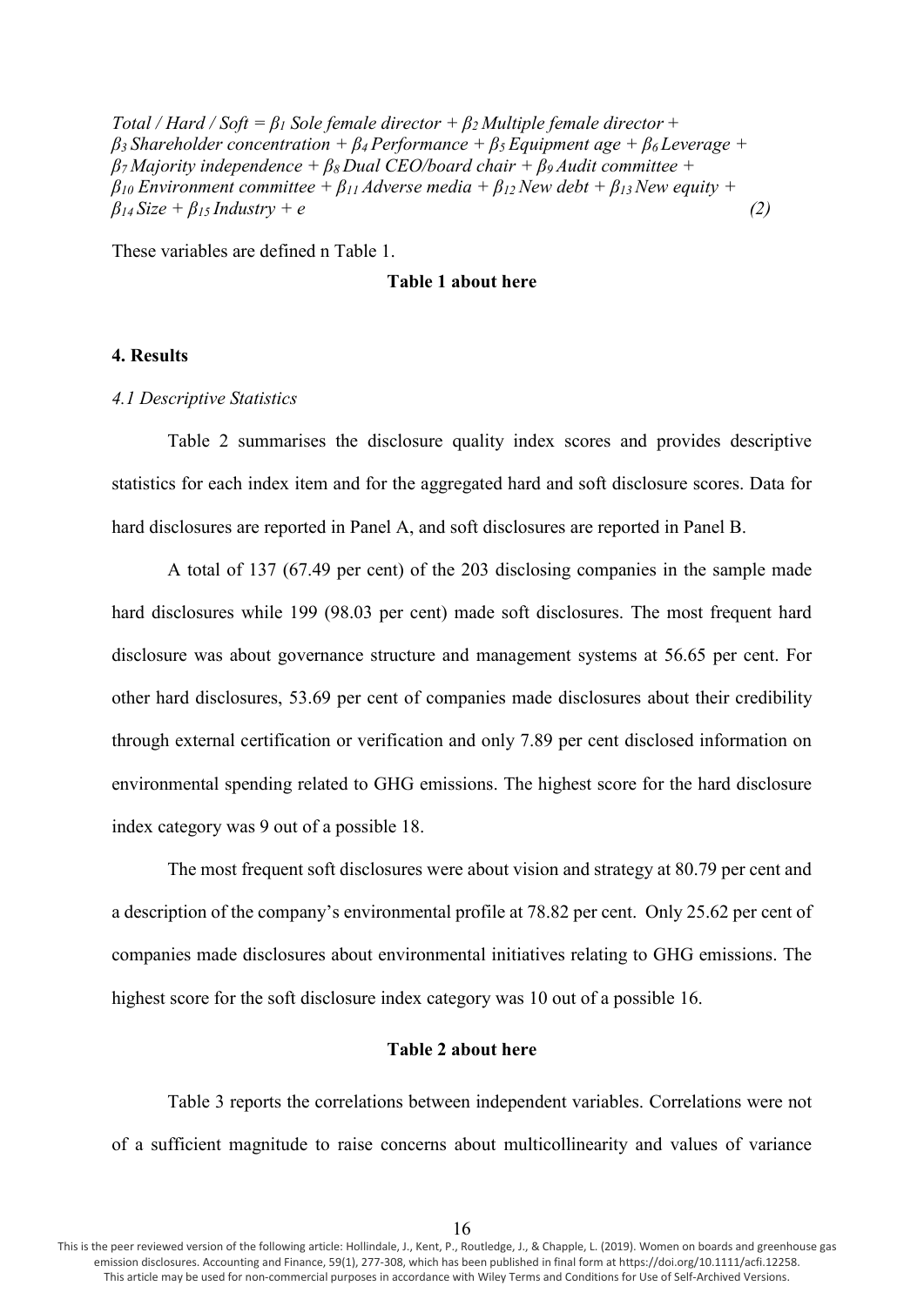*Total / Hard / Soft* = $\beta_1$ *Sole female director* + $\beta_2$ *Multiple female director* + $\beta_3$ *Shareholder concentration* + $\beta_4$ *Performance* + $\beta_5$ *Equipment age* + $\beta_6$ *Leverage* + $\beta_7$ *Majority independence* + $\beta_8$ *Dual CEO/board chair* + $\beta_9$ *Audit committee* + $\beta_{10}$ *Environment committee* + $\beta_{11}$ *Adverse media* + $\beta_{12}$ *New debt* + $\beta_{13}$ *New equity* + $\beta_{14}$ *Size* + $\beta_{15}$ *Industry* + *e* *(2)*

These variables are defined n Table 1.

**Table 1 about here**

## 4. Results

### *4.1 Descriptive Statistics*

Table 2 summarises the disclosure quality index scores and provides descriptive statistics for each index item and for the aggregated hard and soft disclosure scores. Data for hard disclosures are reported in Panel A, and soft disclosures are reported in Panel B.

A total of 137 (67.49 per cent) of the 203 disclosing companies in the sample made hard disclosures while 199 (98.03 per cent) made soft disclosures. The most frequent hard disclosure was about governance structure and management systems at 56.65 per cent. For other hard disclosures, 53.69 per cent of companies made disclosures about their credibility through external certification or verification and only 7.89 per cent disclosed information on environmental spending related to GHG emissions. The highest score for the hard disclosure index category was 9 out of a possible 18.

The most frequent soft disclosures were about vision and strategy at 80.79 per cent and a description of the company's environmental profile at 78.82 per cent. Only 25.62 per cent of companies made disclosures about environmental initiatives relating to GHG emissions. The highest score for the soft disclosure index category was 10 out of a possible 16.

**Table 2 about here**

Table 3 reports the correlations between independent variables. Correlations were not of a sufficient magnitude to raise concerns about multicollinearity and values of variance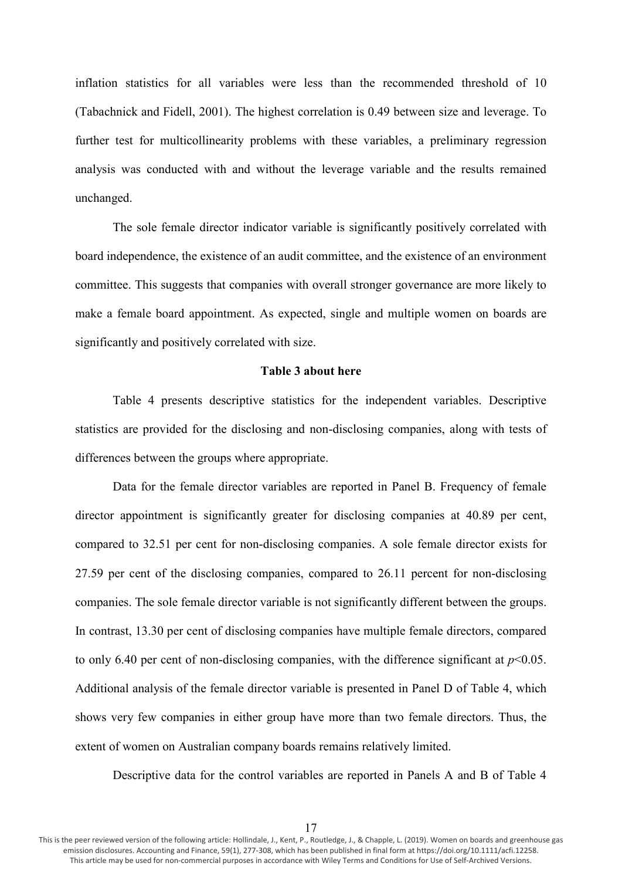inflation statistics for all variables were less than the recommended threshold of 10 (Tabachnick and Fidell, 2001). The highest correlation is 0.49 between size and leverage. To further test for multicollinearity problems with these variables, a preliminary regression analysis was conducted with and without the leverage variable and the results remained unchanged.

The sole female director indicator variable is significantly positively correlated with board independence, the existence of an audit committee, and the existence of an environment committee. This suggests that companies with overall stronger governance are more likely to make a female board appointment. As expected, single and multiple women on boards are significantly and positively correlated with size.

**Table 3 about here**

Table 4 presents descriptive statistics for the independent variables. Descriptive statistics are provided for the disclosing and non-disclosing companies, along with tests of differences between the groups where appropriate.

Data for the female director variables are reported in Panel B. Frequency of female director appointment is significantly greater for disclosing companies at 40.89 per cent, compared to 32.51 per cent for non-disclosing companies. A sole female director exists for 27.59 per cent of the disclosing companies, compared to 26.11 percent for non-disclosing companies. The sole female director variable is not significantly different between the groups. In contrast, 13.30 per cent of disclosing companies have multiple female directors, compared to only 6.40 per cent of non-disclosing companies, with the difference significant at $p<0.05$. Additional analysis of the female director variable is presented in Panel D of Table 4, which shows very few companies in either group have more than two female directors. Thus, the extent of women on Australian company boards remains relatively limited.

Descriptive data for the control variables are reported in Panels A and B of Table 4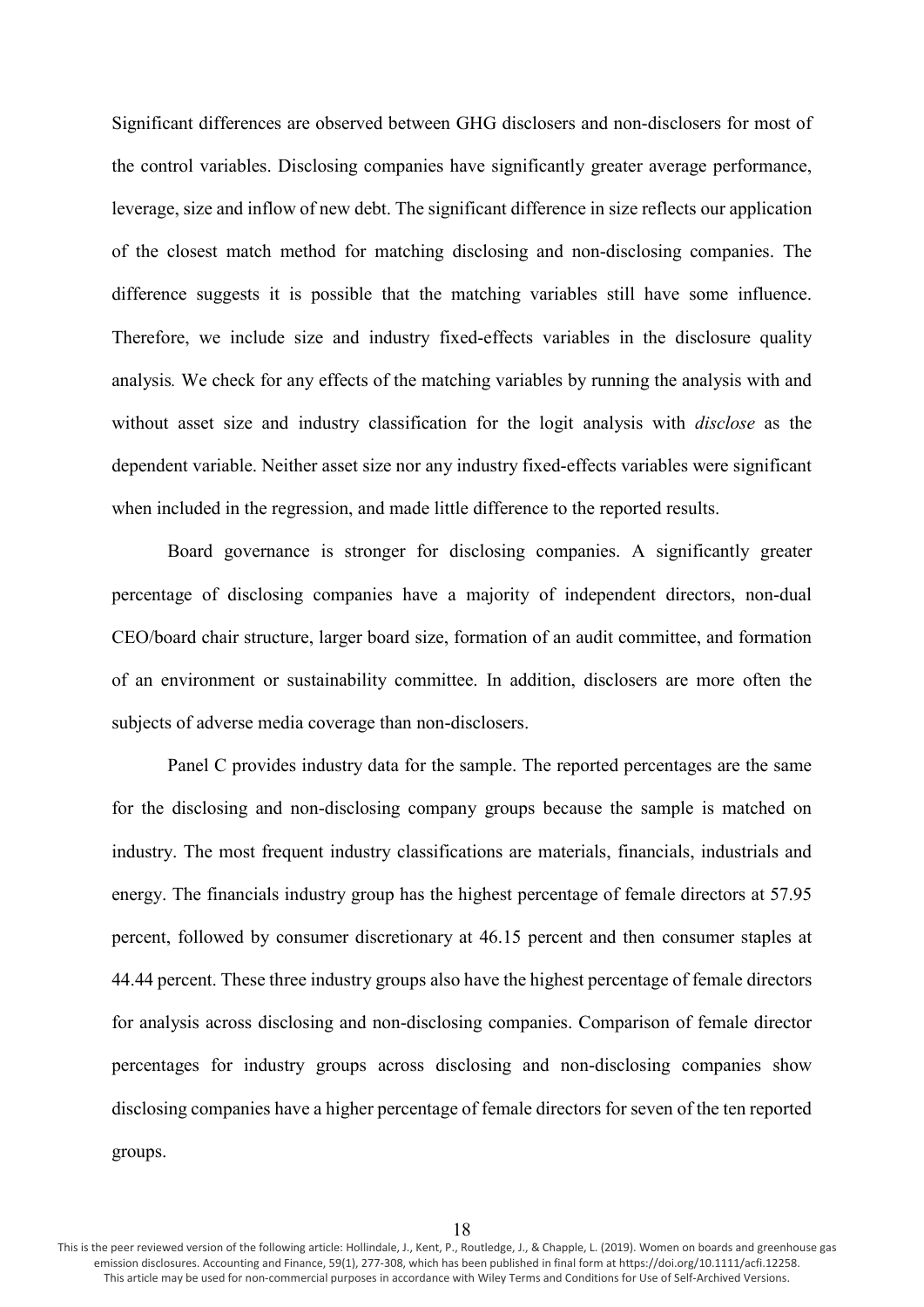Significant differences are observed between GHG disclosers and non-disclosers for most of the control variables. Disclosing companies have significantly greater average performance, leverage, size and inflow of new debt. The significant difference in size reflects our application of the closest match method for matching disclosing and non-disclosing companies. The difference suggests it is possible that the matching variables still have some influence. Therefore, we include size and industry fixed-effects variables in the disclosure quality analysis*.* We check for any effects of the matching variables by running the analysis with and without asset size and industry classification for the logit analysis with *disclose* as the dependent variable. Neither asset size nor any industry fixed-effects variables were significant when included in the regression, and made little difference to the reported results.

Board governance is stronger for disclosing companies. A significantly greater percentage of disclosing companies have a majority of independent directors, non-dual CEO/board chair structure, larger board size, formation of an audit committee, and formation of an environment or sustainability committee. In addition, disclosers are more often the subjects of adverse media coverage than non-disclosers.

Panel C provides industry data for the sample. The reported percentages are the same for the disclosing and non-disclosing company groups because the sample is matched on industry. The most frequent industry classifications are materials, financials, industrials and energy. The financials industry group has the highest percentage of female directors at 57.95 percent, followed by consumer discretionary at 46.15 percent and then consumer staples at 44.44 percent. These three industry groups also have the highest percentage of female directors for analysis across disclosing and non-disclosing companies. Comparison of female director percentages for industry groups across disclosing and non-disclosing companies show disclosing companies have a higher percentage of female directors for seven of the ten reported groups.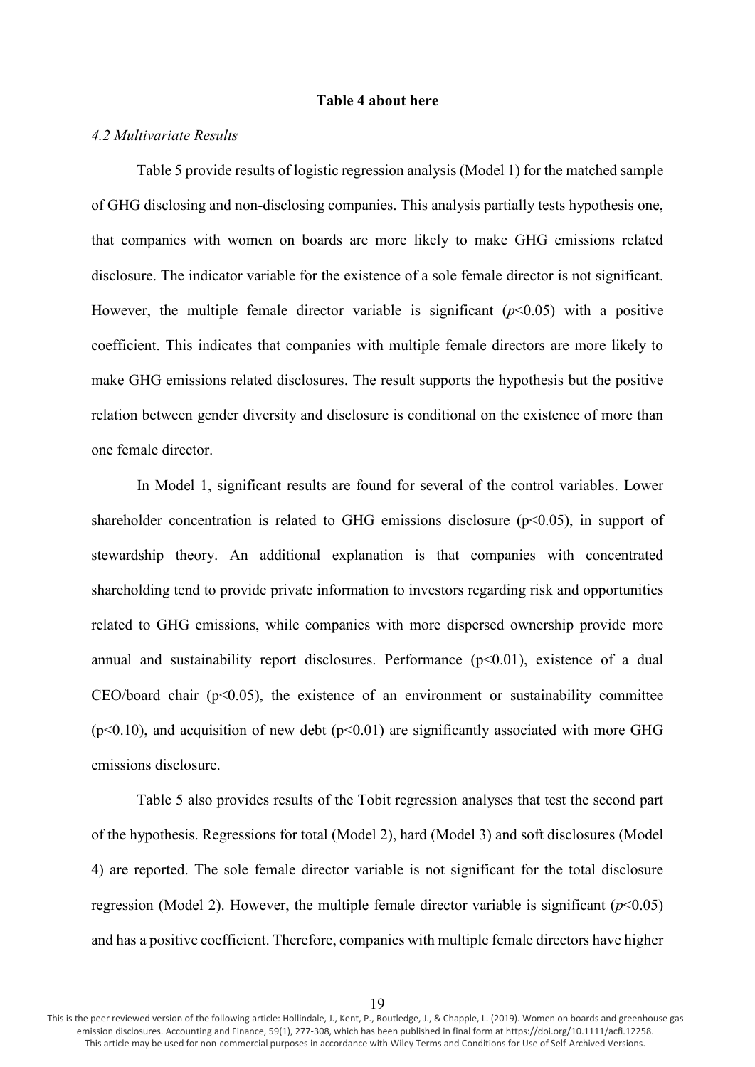**Table 4 about here**

*4.2 Multivariate Results*

Table 5 provide results of logistic regression analysis (Model 1) for the matched sample of GHG disclosing and non-disclosing companies. This analysis partially tests hypothesis one, that companies with women on boards are more likely to make GHG emissions related disclosure. The indicator variable for the existence of a sole female director is not significant. However, the multiple female director variable is significant ($p<0.05$) with a positive coefficient. This indicates that companies with multiple female directors are more likely to make GHG emissions related disclosures. The result supports the hypothesis but the positive relation between gender diversity and disclosure is conditional on the existence of more than one female director.

In Model 1, significant results are found for several of the control variables. Lower shareholder concentration is related to GHG emissions disclosure ($p<0.05$), in support of stewardship theory. An additional explanation is that companies with concentrated shareholding tend to provide private information to investors regarding risk and opportunities related to GHG emissions, while companies with more dispersed ownership provide more annual and sustainability report disclosures. Performance ($p<0.01$), existence of a dual CEO/board chair ($p<0.05$), the existence of an environment or sustainability committee ($p<0.10$), and acquisition of new debt ($p<0.01$) are significantly associated with more GHG emissions disclosure.

Table 5 also provides results of the Tobit regression analyses that test the second part of the hypothesis. Regressions for total (Model 2), hard (Model 3) and soft disclosures (Model 4) are reported. The sole female director variable is not significant for the total disclosure regression (Model 2). However, the multiple female director variable is significant ($p<0.05$) and has a positive coefficient. Therefore, companies with multiple female directors have higher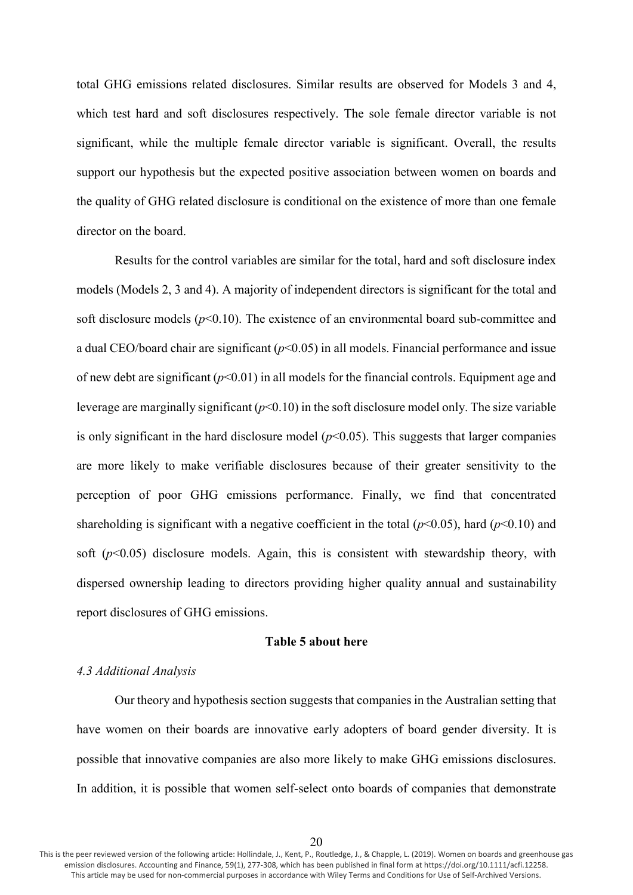total GHG emissions related disclosures. Similar results are observed for Models 3 and 4, which test hard and soft disclosures respectively. The sole female director variable is not significant, while the multiple female director variable is significant. Overall, the results support our hypothesis but the expected positive association between women on boards and the quality of GHG related disclosure is conditional on the existence of more than one female director on the board.

Results for the control variables are similar for the total, hard and soft disclosure index models (Models 2, 3 and 4). A majority of independent directors is significant for the total and soft disclosure models ($p<0.10$). The existence of an environmental board sub-committee and a dual CEO/board chair are significant ($p<0.05$) in all models. Financial performance and issue of new debt are significant ($p<0.01$) in all models for the financial controls. Equipment age and leverage are marginally significant ($p<0.10$) in the soft disclosure model only. The size variable is only significant in the hard disclosure model ($p<0.05$). This suggests that larger companies are more likely to make verifiable disclosures because of their greater sensitivity to the perception of poor GHG emissions performance. Finally, we find that concentrated shareholding is significant with a negative coefficient in the total ($p<0.05$), hard ($p<0.10$) and soft ($p<0.05$) disclosure models. Again, this is consistent with stewardship theory, with dispersed ownership leading to directors providing higher quality annual and sustainability report disclosures of GHG emissions.

**Table 5 about here**

### *4.3 Additional Analysis*

Our theory and hypothesis section suggests that companies in the Australian setting that have women on their boards are innovative early adopters of board gender diversity. It is possible that innovative companies are also more likely to make GHG emissions disclosures. In addition, it is possible that women self-select onto boards of companies that demonstrate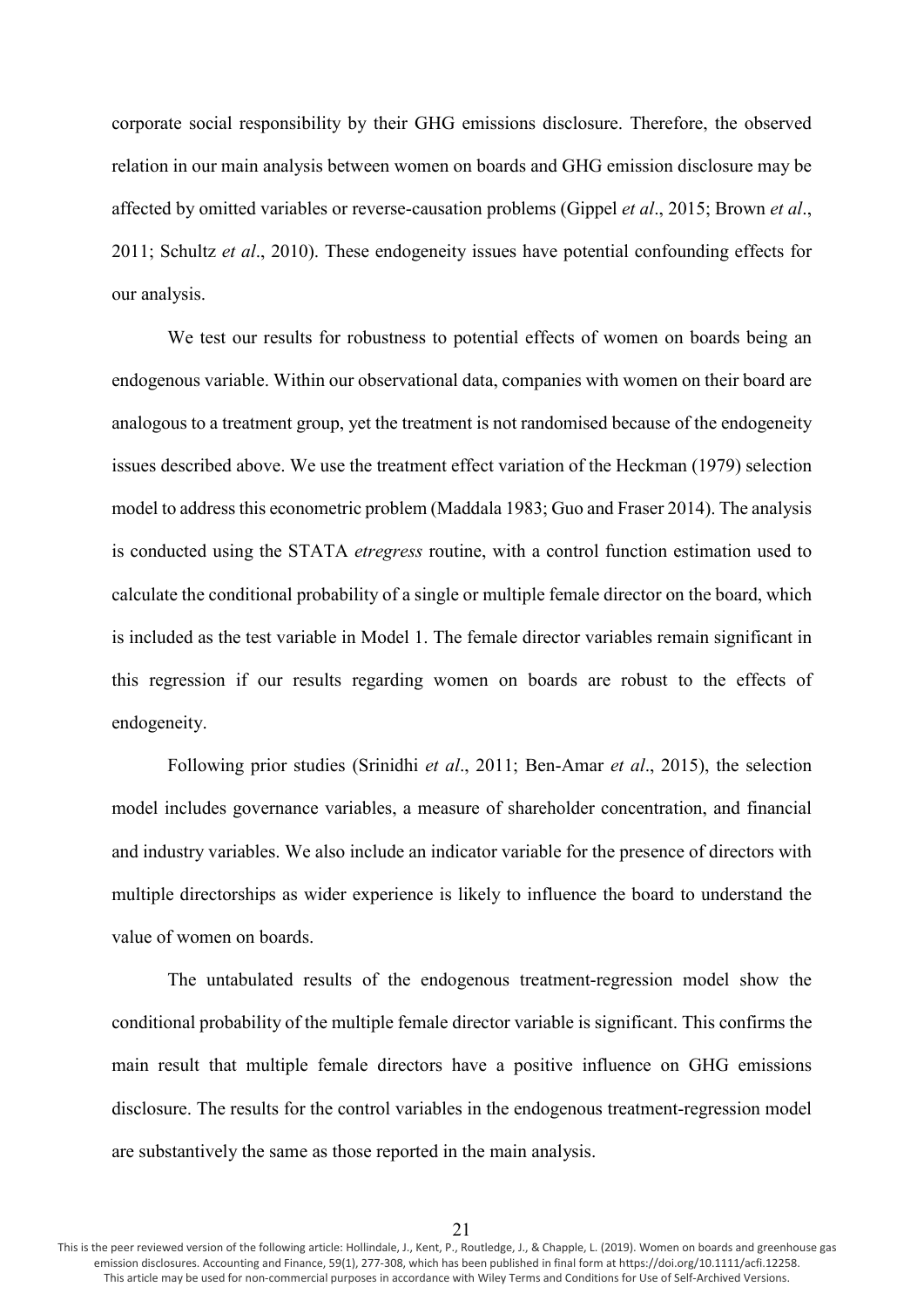corporate social responsibility by their GHG emissions disclosure. Therefore, the observed relation in our main analysis between women on boards and GHG emission disclosure may be affected by omitted variables or reverse-causation problems (Gippel *et al*., 2015; Brown *et al*., 2011; Schultz *et al*., 2010). These endogeneity issues have potential confounding effects for our analysis.

We test our results for robustness to potential effects of women on boards being an endogenous variable. Within our observational data, companies with women on their board are analogous to a treatment group, yet the treatment is not randomised because of the endogeneity issues described above. We use the treatment effect variation of the Heckman (1979) selection model to address this econometric problem (Maddala 1983; Guo and Fraser 2014). The analysis is conducted using the STATA *etregress* routine, with a control function estimation used to calculate the conditional probability of a single or multiple female director on the board, which is included as the test variable in Model 1. The female director variables remain significant in this regression if our results regarding women on boards are robust to the effects of endogeneity.

Following prior studies (Srinidhi *et al*., 2011; Ben-Amar *et al*., 2015), the selection model includes governance variables, a measure of shareholder concentration, and financial and industry variables. We also include an indicator variable for the presence of directors with multiple directorships as wider experience is likely to influence the board to understand the value of women on boards.

The untabulated results of the endogenous treatment-regression model show the conditional probability of the multiple female director variable is significant. This confirms the main result that multiple female directors have a positive influence on GHG emissions disclosure. The results for the control variables in the endogenous treatment-regression model are substantively the same as those reported in the main analysis.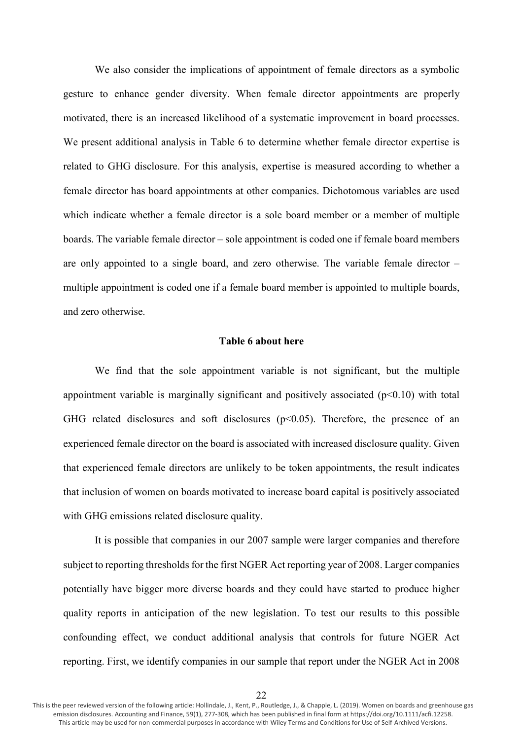We also consider the implications of appointment of female directors as a symbolic gesture to enhance gender diversity. When female director appointments are properly motivated, there is an increased likelihood of a systematic improvement in board processes. We present additional analysis in Table 6 to determine whether female director expertise is related to GHG disclosure. For this analysis, expertise is measured according to whether a female director has board appointments at other companies. Dichotomous variables are used which indicate whether a female director is a sole board member or a member of multiple boards. The variable female director – sole appointment is coded one if female board members are only appointed to a single board, and zero otherwise. The variable female director – multiple appointment is coded one if a female board member is appointed to multiple boards, and zero otherwise.

**Table 6 about here**

We find that the sole appointment variable is not significant, but the multiple appointment variable is marginally significant and positively associated ($p<0.10$) with total GHG related disclosures and soft disclosures ($p<0.05$). Therefore, the presence of an experienced female director on the board is associated with increased disclosure quality. Given that experienced female directors are unlikely to be token appointments, the result indicates that inclusion of women on boards motivated to increase board capital is positively associated with GHG emissions related disclosure quality.

It is possible that companies in our 2007 sample were larger companies and therefore subject to reporting thresholds for the first NGER Act reporting year of 2008. Larger companies potentially have bigger more diverse boards and they could have started to produce higher quality reports in anticipation of the new legislation. To test our results to this possible confounding effect, we conduct additional analysis that controls for future NGER Act reporting. First, we identify companies in our sample that report under the NGER Act in 2008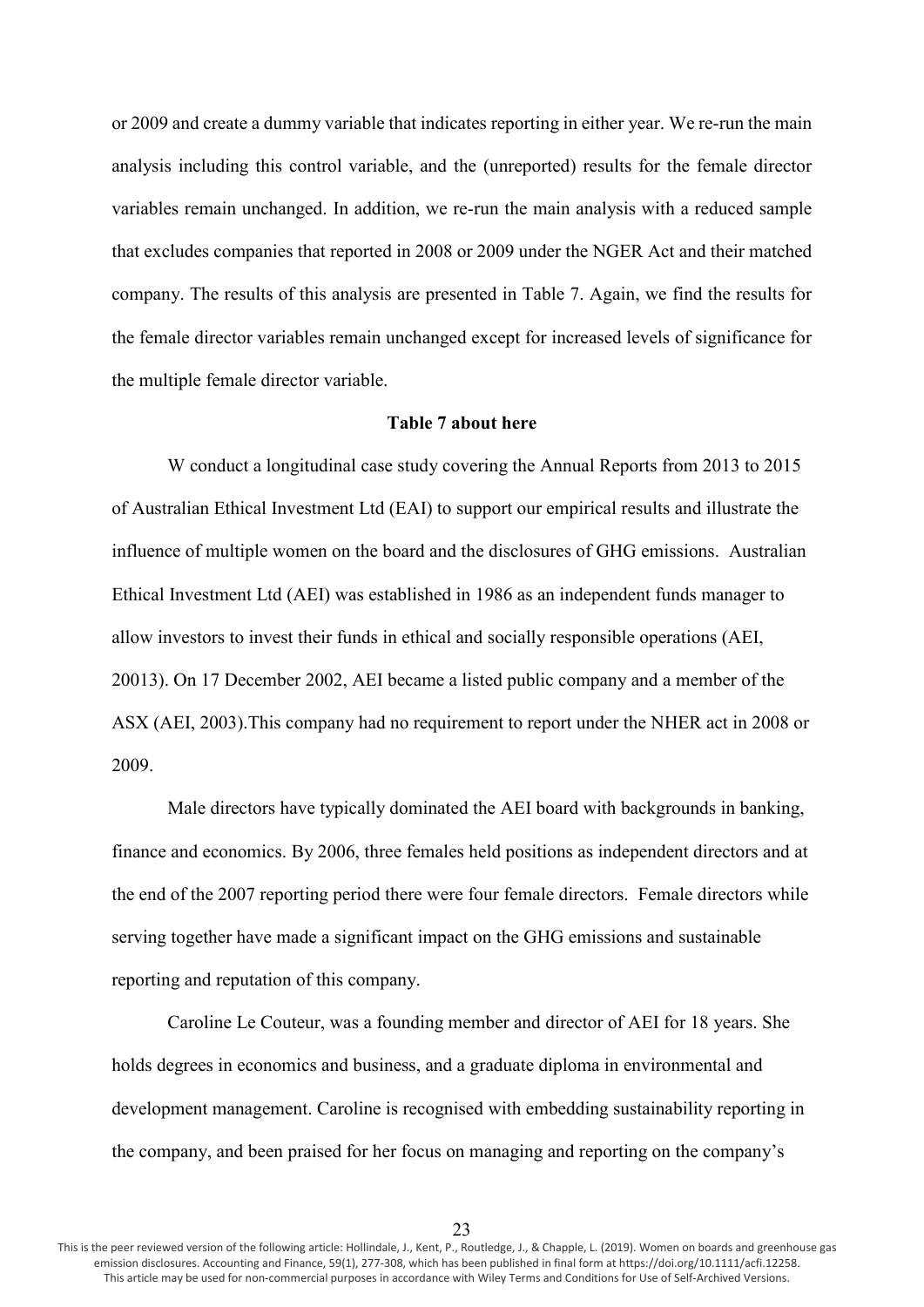or 2009 and create a dummy variable that indicates reporting in either year. We re-run the main analysis including this control variable, and the (unreported) results for the female director variables remain unchanged. In addition, we re-run the main analysis with a reduced sample that excludes companies that reported in 2008 or 2009 under the NGER Act and their matched company. The results of this analysis are presented in Table 7. Again, we find the results for the female director variables remain unchanged except for increased levels of significance for the multiple female director variable.

**Table 7 about here**

W conduct a longitudinal case study covering the Annual Reports from 2013 to 2015 of Australian Ethical Investment Ltd (EAI) to support our empirical results and illustrate the influence of multiple women on the board and the disclosures of GHG emissions. Australian Ethical Investment Ltd (AEI) was established in 1986 as an independent funds manager to allow investors to invest their funds in ethical and socially responsible operations (AEI, 20013). On 17 December 2002, AEI became a listed public company and a member of the ASX (AEI, 2003).This company had no requirement to report under the NHER act in 2008 or 2009.

Male directors have typically dominated the AEI board with backgrounds in banking, finance and economics. By 2006, three females held positions as independent directors and at the end of the 2007 reporting period there were four female directors. Female directors while serving together have made a significant impact on the GHG emissions and sustainable reporting and reputation of this company.

Caroline Le Couteur, was a founding member and director of AEI for 18 years. She holds degrees in economics and business, and a graduate diploma in environmental and development management. Caroline is recognised with embedding sustainability reporting in the company, and been praised for her focus on managing and reporting on the company's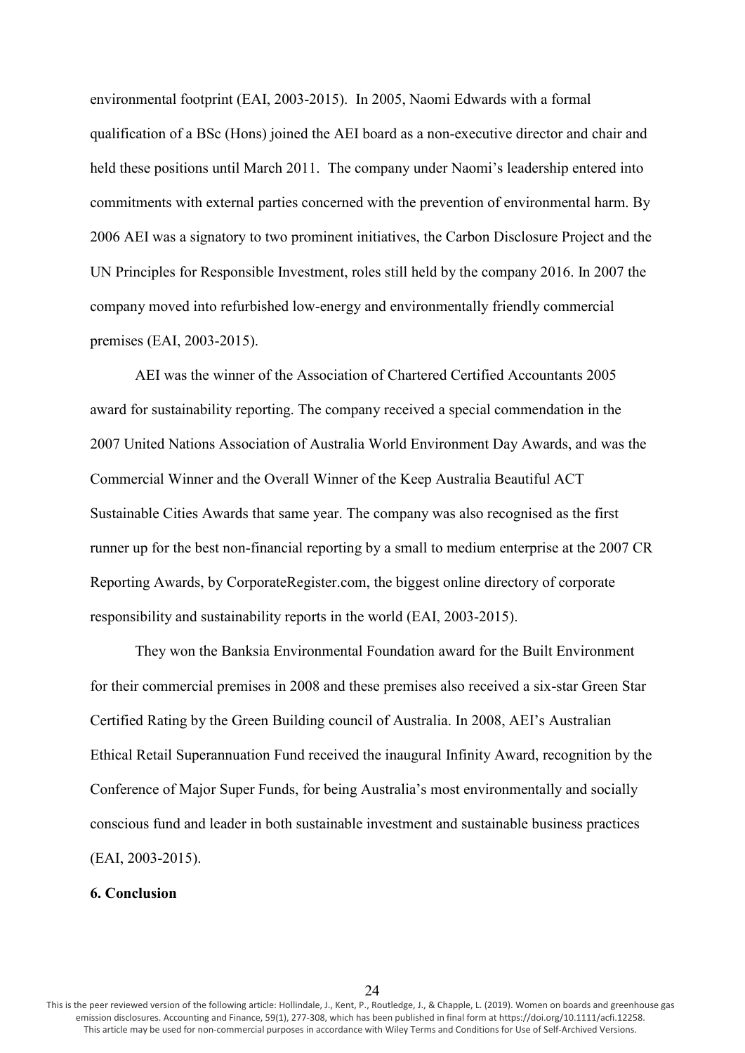environmental footprint (EAI, 2003-2015). In 2005, Naomi Edwards with a formal qualification of a BSc (Hons) joined the AEI board as a non-executive director and chair and held these positions until March 2011. The company under Naomi's leadership entered into commitments with external parties concerned with the prevention of environmental harm. By 2006 AEI was a signatory to two prominent initiatives, the Carbon Disclosure Project and the UN Principles for Responsible Investment, roles still held by the company 2016. In 2007 the company moved into refurbished low-energy and environmentally friendly commercial premises (EAI, 2003-2015).

AEI was the winner of the Association of Chartered Certified Accountants 2005 award for sustainability reporting. The company received a special commendation in the 2007 United Nations Association of Australia World Environment Day Awards, and was the Commercial Winner and the Overall Winner of the Keep Australia Beautiful ACT Sustainable Cities Awards that same year. The company was also recognised as the first runner up for the best non-financial reporting by a small to medium enterprise at the 2007 CR Reporting Awards, by CorporateRegister.com, the biggest online directory of corporate responsibility and sustainability reports in the world (EAI, 2003-2015).

They won the Banksia Environmental Foundation award for the Built Environment for their commercial premises in 2008 and these premises also received a six-star Green Star Certified Rating by the Green Building council of Australia. In 2008, AEI's Australian Ethical Retail Superannuation Fund received the inaugural Infinity Award, recognition by the Conference of Major Super Funds, for being Australia's most environmentally and socially conscious fund and leader in both sustainable investment and sustainable business practices (EAI, 2003-2015).

## 6. Conclusion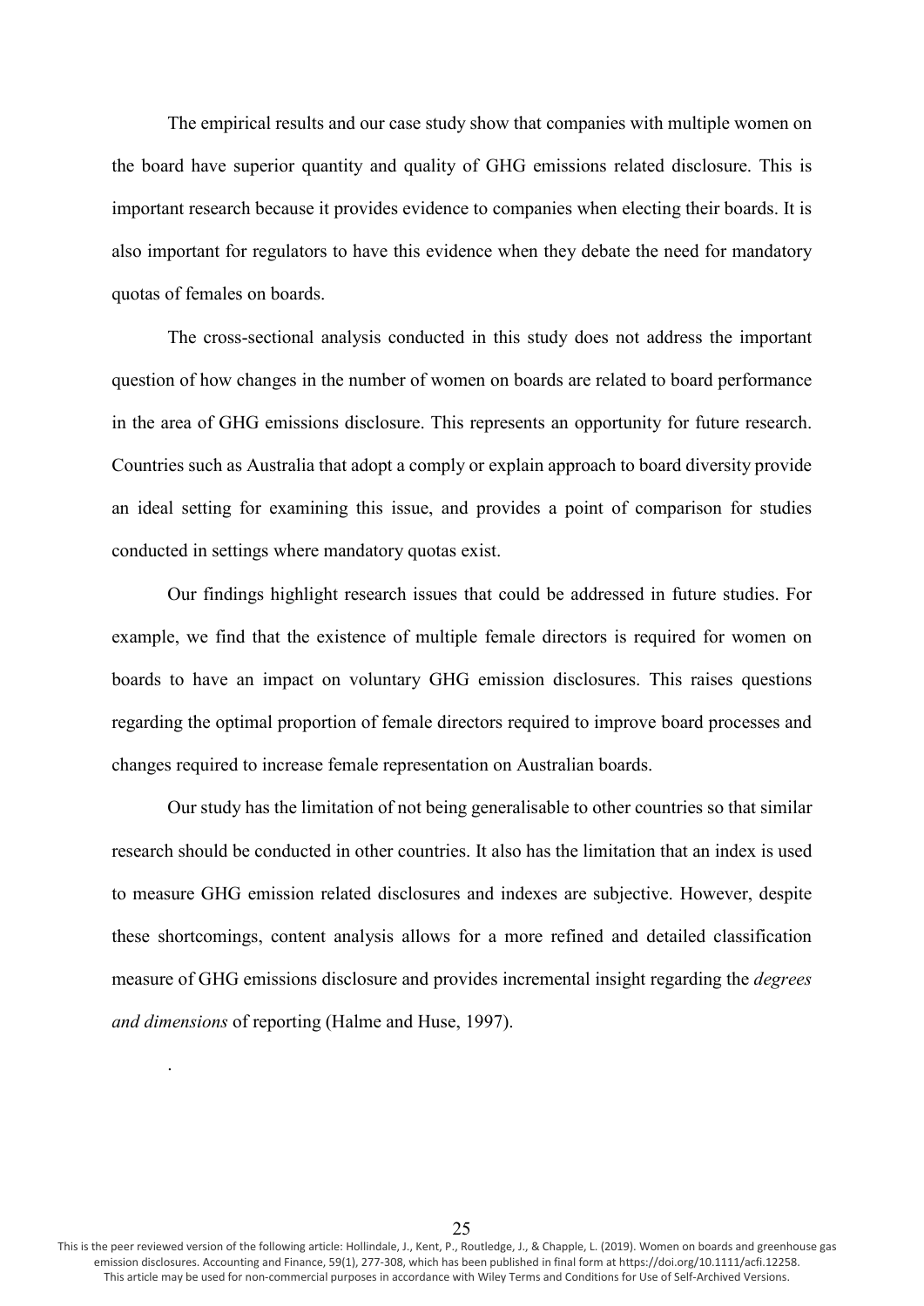The empirical results and our case study show that companies with multiple women on the board have superior quantity and quality of GHG emissions related disclosure. This is important research because it provides evidence to companies when electing their boards. It is also important for regulators to have this evidence when they debate the need for mandatory quotas of females on boards.

The cross-sectional analysis conducted in this study does not address the important question of how changes in the number of women on boards are related to board performance in the area of GHG emissions disclosure. This represents an opportunity for future research. Countries such as Australia that adopt a comply or explain approach to board diversity provide an ideal setting for examining this issue, and provides a point of comparison for studies conducted in settings where mandatory quotas exist.

Our findings highlight research issues that could be addressed in future studies. For example, we find that the existence of multiple female directors is required for women on boards to have an impact on voluntary GHG emission disclosures. This raises questions regarding the optimal proportion of female directors required to improve board processes and changes required to increase female representation on Australian boards.

Our study has the limitation of not being generalisable to other countries so that similar research should be conducted in other countries. It also has the limitation that an index is used to measure GHG emission related disclosures and indexes are subjective. However, despite these shortcomings, content analysis allows for a more refined and detailed classification measure of GHG emissions disclosure and provides incremental insight regarding the *degrees and dimensions* of reporting (Halme and Huse, 1997).

.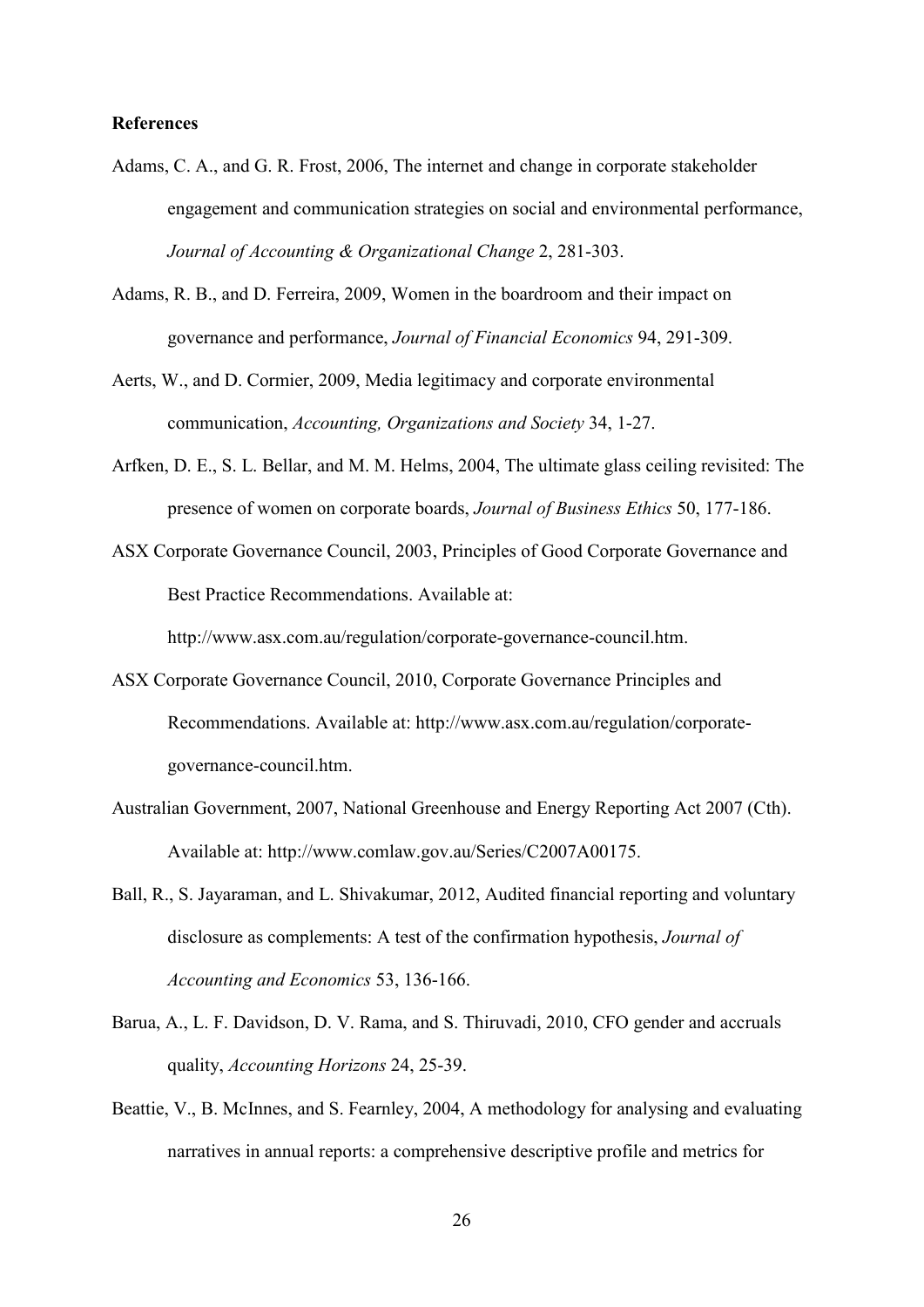**References**

Adams, C. A., and G. R. Frost, 2006, The internet and change in corporate stakeholder engagement and communication strategies on social and environmental performance, *Journal of Accounting & Organizational Change* 2, 281-303.

Adams, R. B., and D. Ferreira, 2009, Women in the boardroom and their impact on governance and performance, *Journal of Financial Economics* 94, 291-309.

Aerts, W., and D. Cormier, 2009, Media legitimacy and corporate environmental communication, *Accounting, Organizations and Society* 34, 1-27.

Arfken, D. E., S. L. Bellar, and M. M. Helms, 2004, The ultimate glass ceiling revisited: The presence of women on corporate boards, *Journal of Business Ethics* 50, 177-186.

ASX Corporate Governance Council, 2003, Principles of Good Corporate Governance and Best Practice Recommendations. Available at: http://www.asx.com.au/regulation/corporate-governance-council.htm.

ASX Corporate Governance Council, 2010, Corporate Governance Principles and Recommendations. Available at: http://www.asx.com.au/regulation/corporate-governance-council.htm.

Australian Government, 2007, National Greenhouse and Energy Reporting Act 2007 (Cth). Available at: http://www.comlaw.gov.au/Series/C2007A00175.

Ball, R., S. Jayaraman, and L. Shivakumar, 2012, Audited financial reporting and voluntary disclosure as complements: A test of the confirmation hypothesis, *Journal of Accounting and Economics* 53, 136-166.

Barua, A., L. F. Davidson, D. V. Rama, and S. Thiruvadi, 2010, CFO gender and accruals quality, *Accounting Horizons* 24, 25-39.

Beattie, V., B. McInnes, and S. Fearnley, 2004, A methodology for analysing and evaluating narratives in annual reports: a comprehensive descriptive profile and metrics for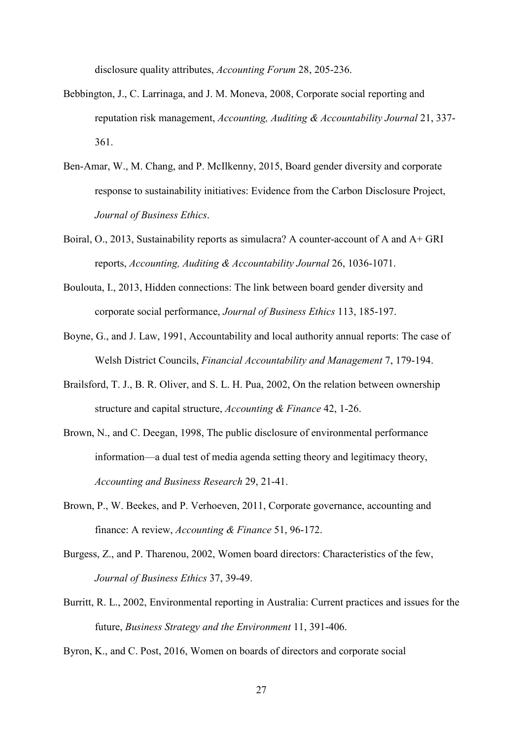disclosure quality attributes, *Accounting Forum* 28, 205-236.

Bebbington, J., C. Larrinaga, and J. M. Moneva, 2008, Corporate social reporting and reputation risk management, *Accounting, Auditing & Accountability Journal* 21, 337-361.

Ben-Amar, W., M. Chang, and P. McIlkenny, 2015, Board gender diversity and corporate response to sustainability initiatives: Evidence from the Carbon Disclosure Project, *Journal of Business Ethics*.

Boiral, O., 2013, Sustainability reports as simulacra? A counter-account of A and A+ GRI reports, *Accounting, Auditing & Accountability Journal* 26, 1036-1071.

Boulouta, I., 2013, Hidden connections: The link between board gender diversity and corporate social performance, *Journal of Business Ethics* 113, 185-197.

Boyne, G., and J. Law, 1991, Accountability and local authority annual reports: The case of Welsh District Councils, *Financial Accountability and Management* 7, 179-194.

Brailsford, T. J., B. R. Oliver, and S. L. H. Pua, 2002, On the relation between ownership structure and capital structure, *Accounting & Finance* 42, 1-26.

Brown, N., and C. Deegan, 1998, The public disclosure of environmental performance information—a dual test of media agenda setting theory and legitimacy theory, *Accounting and Business Research* 29, 21-41.

Brown, P., W. Beekes, and P. Verhoeven, 2011, Corporate governance, accounting and finance: A review, *Accounting & Finance* 51, 96-172.

Burgess, Z., and P. Tharenou, 2002, Women board directors: Characteristics of the few, *Journal of Business Ethics* 37, 39-49.

Burritt, R. L., 2002, Environmental reporting in Australia: Current practices and issues for the future, *Business Strategy and the Environment* 11, 391-406.

Byron, K., and C. Post, 2016, Women on boards of directors and corporate social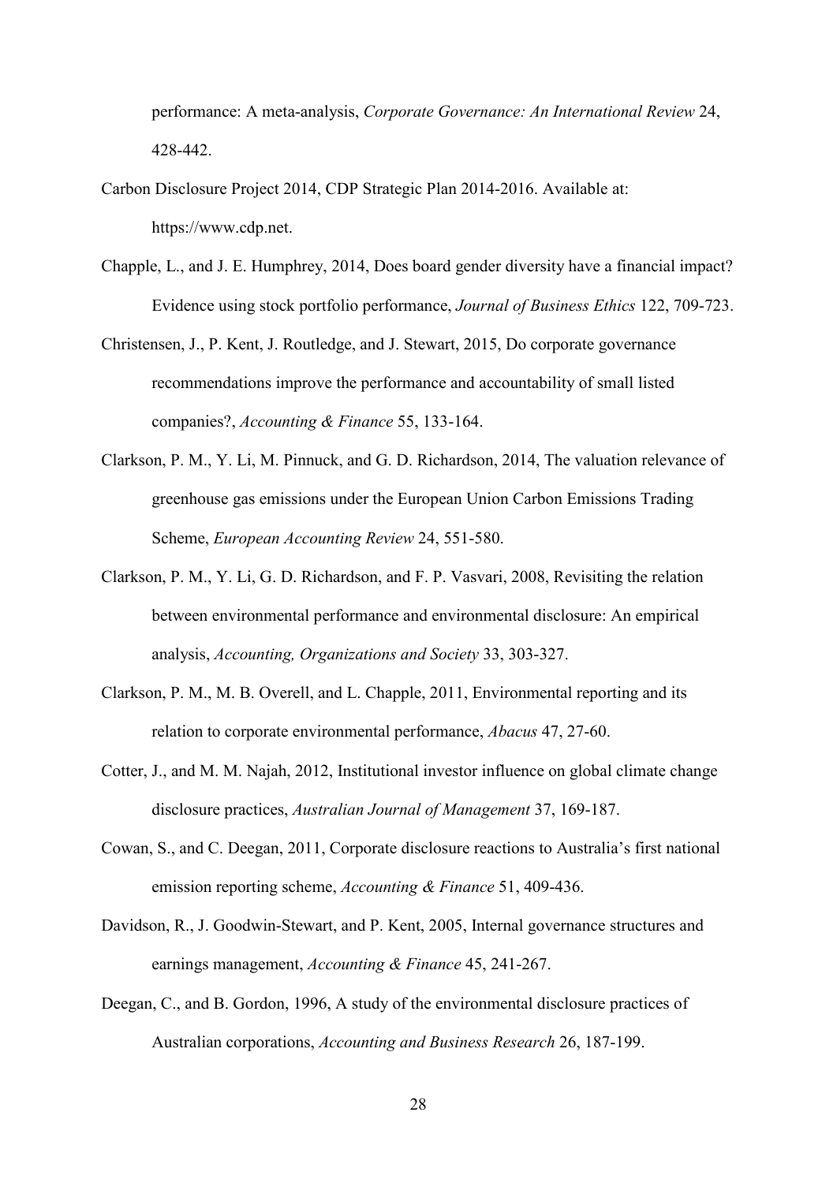performance: A meta-analysis, *Corporate Governance: An International Review* 24, 428-442.

Carbon Disclosure Project 2014, CDP Strategic Plan 2014-2016. Available at: https://www.cdp.net.

Chapple, L., and J. E. Humphrey, 2014, Does board gender diversity have a financial impact? Evidence using stock portfolio performance, *Journal of Business Ethics* 122, 709-723.

Christensen, J., P. Kent, J. Routledge, and J. Stewart, 2015, Do corporate governance recommendations improve the performance and accountability of small listed companies?, *Accounting & Finance* 55, 133-164.

Clarkson, P. M., Y. Li, M. Pinnuck, and G. D. Richardson, 2014, The valuation relevance of greenhouse gas emissions under the European Union Carbon Emissions Trading Scheme, *European Accounting Review* 24, 551-580.

Clarkson, P. M., Y. Li, G. D. Richardson, and F. P. Vasvari, 2008, Revisiting the relation between environmental performance and environmental disclosure: An empirical analysis, *Accounting, Organizations and Society* 33, 303-327.

Clarkson, P. M., M. B. Overell, and L. Chapple, 2011, Environmental reporting and its relation to corporate environmental performance, *Abacus* 47, 27-60.

Cotter, J., and M. M. Najah, 2012, Institutional investor influence on global climate change disclosure practices, *Australian Journal of Management* 37, 169-187.

Cowan, S., and C. Deegan, 2011, Corporate disclosure reactions to Australia's first national emission reporting scheme, *Accounting & Finance* 51, 409-436.

Davidson, R., J. Goodwin-Stewart, and P. Kent, 2005, Internal governance structures and earnings management, *Accounting & Finance* 45, 241-267.

Deegan, C., and B. Gordon, 1996, A study of the environmental disclosure practices of Australian corporations, *Accounting and Business Research* 26, 187-199.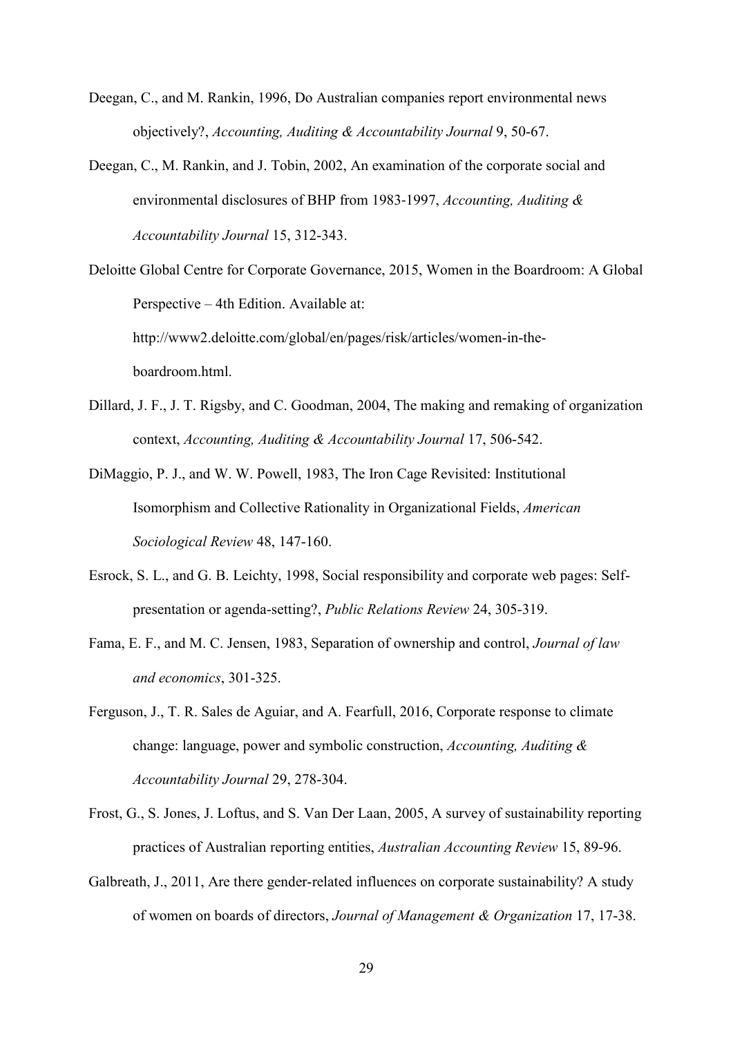Deegan, C., and M. Rankin, 1996, Do Australian companies report environmental news objectively?, *Accounting, Auditing & Accountability Journal* 9, 50-67.

Deegan, C., M. Rankin, and J. Tobin, 2002, An examination of the corporate social and environmental disclosures of BHP from 1983-1997, *Accounting, Auditing & Accountability Journal* 15, 312-343.

Deloitte Global Centre for Corporate Governance, 2015, Women in the Boardroom: A Global Perspective – 4th Edition. Available at: http://www2.deloitte.com/global/en/pages/risk/articles/women-in-the-boardroom.html.

Dillard, J. F., J. T. Rigsby, and C. Goodman, 2004, The making and remaking of organization context, *Accounting, Auditing & Accountability Journal* 17, 506-542.

DiMaggio, P. J., and W. W. Powell, 1983, The Iron Cage Revisited: Institutional Isomorphism and Collective Rationality in Organizational Fields, *American Sociological Review* 48, 147-160.

Esrock, S. L., and G. B. Leichty, 1998, Social responsibility and corporate web pages: Self-presentation or agenda-setting?, *Public Relations Review* 24, 305-319.

Fama, E. F., and M. C. Jensen, 1983, Separation of ownership and control, *Journal of law and economics*, 301-325.

Ferguson, J., T. R. Sales de Aguiar, and A. Fearfull, 2016, Corporate response to climate change: language, power and symbolic construction, *Accounting, Auditing & Accountability Journal* 29, 278-304.

Frost, G., S. Jones, J. Loftus, and S. Van Der Laan, 2005, A survey of sustainability reporting practices of Australian reporting entities, *Australian Accounting Review* 15, 89-96.

Galbreath, J., 2011, Are there gender-related influences on corporate sustainability? A study of women on boards of directors, *Journal of Management & Organization* 17, 17-38.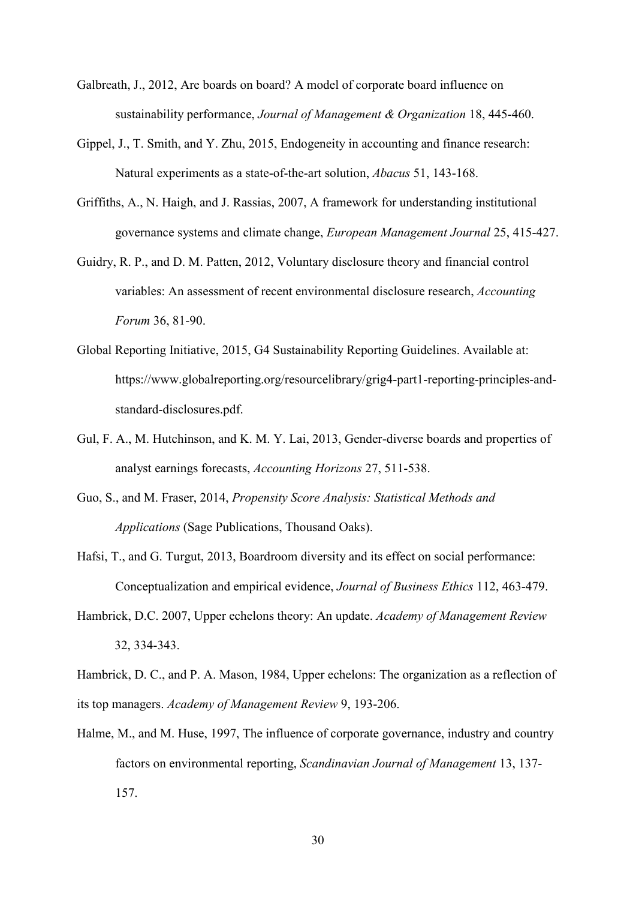Galbreath, J., 2012, Are boards on board? A model of corporate board influence on sustainability performance, *Journal of Management & Organization* 18, 445-460.

Gippel, J., T. Smith, and Y. Zhu, 2015, Endogeneity in accounting and finance research: Natural experiments as a state-of-the-art solution, *Abacus* 51, 143-168.

Griffiths, A., N. Haigh, and J. Rassias, 2007, A framework for understanding institutional governance systems and climate change, *European Management Journal* 25, 415-427.

Guidry, R. P., and D. M. Patten, 2012, Voluntary disclosure theory and financial control variables: An assessment of recent environmental disclosure research, *Accounting Forum* 36, 81-90.

Global Reporting Initiative, 2015, G4 Sustainability Reporting Guidelines. Available at: https://www.globalreporting.org/resourcelibrary/grig4-part1-reporting-principles-and-standard-disclosures.pdf.

Gul, F. A., M. Hutchinson, and K. M. Y. Lai, 2013, Gender-diverse boards and properties of analyst earnings forecasts, *Accounting Horizons* 27, 511-538.

Guo, S., and M. Fraser, 2014, *Propensity Score Analysis: Statistical Methods and Applications* (Sage Publications, Thousand Oaks).

Hafsi, T., and G. Turgut, 2013, Boardroom diversity and its effect on social performance: Conceptualization and empirical evidence, *Journal of Business Ethics* 112, 463-479.

Hambrick, D.C. 2007, Upper echelons theory: An update. *Academy of Management Review* 32, 334-343.

Hambrick, D. C., and P. A. Mason, 1984, Upper echelons: The organization as a reflection of its top managers. *Academy of Management Review* 9, 193-206.

Halme, M., and M. Huse, 1997, The influence of corporate governance, industry and country factors on environmental reporting, *Scandinavian Journal of Management* 13, 137-157.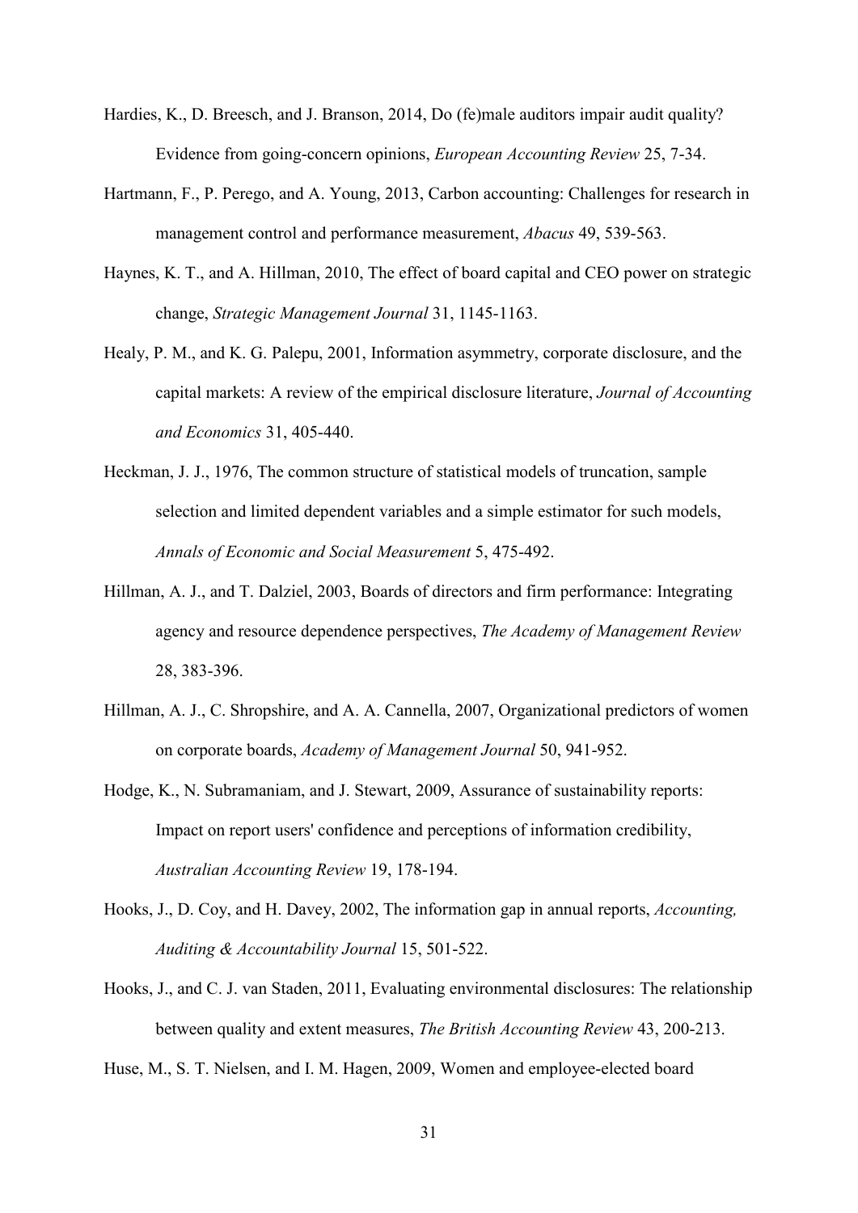Hardies, K., D. Breesch, and J. Branson, 2014, Do (fe)male auditors impair audit quality? Evidence from going-concern opinions, *European Accounting Review* 25, 7-34.

Hartmann, F., P. Perego, and A. Young, 2013, Carbon accounting: Challenges for research in management control and performance measurement, *Abacus* 49, 539-563.

Haynes, K. T., and A. Hillman, 2010, The effect of board capital and CEO power on strategic change, *Strategic Management Journal* 31, 1145-1163.

Healy, P. M., and K. G. Palepu, 2001, Information asymmetry, corporate disclosure, and the capital markets: A review of the empirical disclosure literature, *Journal of Accounting and Economics* 31, 405-440.

Heckman, J. J., 1976, The common structure of statistical models of truncation, sample selection and limited dependent variables and a simple estimator for such models, *Annals of Economic and Social Measurement* 5, 475-492.

Hillman, A. J., and T. Dalziel, 2003, Boards of directors and firm performance: Integrating agency and resource dependence perspectives, *The Academy of Management Review* 28, 383-396.

Hillman, A. J., C. Shropshire, and A. A. Cannella, 2007, Organizational predictors of women on corporate boards, *Academy of Management Journal* 50, 941-952.

Hodge, K., N. Subramaniam, and J. Stewart, 2009, Assurance of sustainability reports: Impact on report users' confidence and perceptions of information credibility, *Australian Accounting Review* 19, 178-194.

Hooks, J., D. Coy, and H. Davey, 2002, The information gap in annual reports, *Accounting, Auditing & Accountability Journal* 15, 501-522.

Hooks, J., and C. J. van Staden, 2011, Evaluating environmental disclosures: The relationship between quality and extent measures, *The British Accounting Review* 43, 200-213.

Huse, M., S. T. Nielsen, and I. M. Hagen, 2009, Women and employee-elected board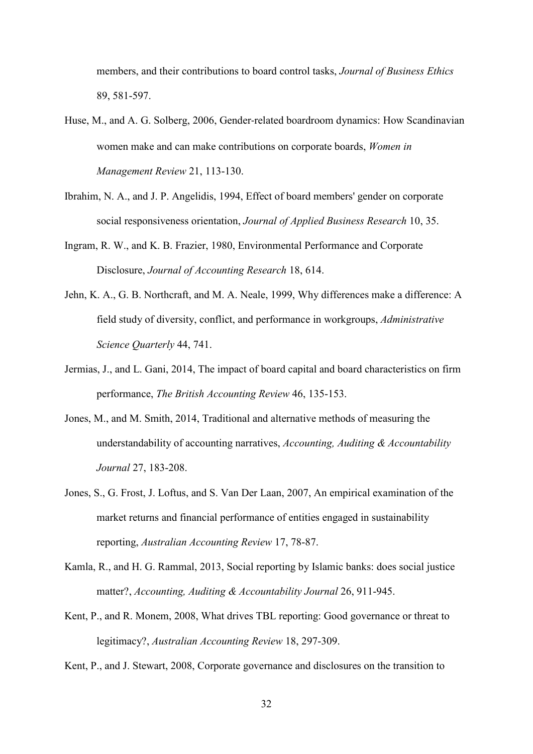members, and their contributions to board control tasks, *Journal of Business Ethics* 89, 581-597.

Huse, M., and A. G. Solberg, 2006, Gender-related boardroom dynamics: How Scandinavian women make and can make contributions on corporate boards, *Women in Management Review* 21, 113-130.

Ibrahim, N. A., and J. P. Angelidis, 1994, Effect of board members' gender on corporate social responsiveness orientation, *Journal of Applied Business Research* 10, 35.

Ingram, R. W., and K. B. Frazier, 1980, Environmental Performance and Corporate Disclosure, *Journal of Accounting Research* 18, 614.

Jehn, K. A., G. B. Northcraft, and M. A. Neale, 1999, Why differences make a difference: A field study of diversity, conflict, and performance in workgroups, *Administrative Science Quarterly* 44, 741.

Jermias, J., and L. Gani, 2014, The impact of board capital and board characteristics on firm performance, *The British Accounting Review* 46, 135-153.

Jones, M., and M. Smith, 2014, Traditional and alternative methods of measuring the understandability of accounting narratives, *Accounting, Auditing & Accountability Journal* 27, 183-208.

Jones, S., G. Frost, J. Loftus, and S. Van Der Laan, 2007, An empirical examination of the market returns and financial performance of entities engaged in sustainability reporting, *Australian Accounting Review* 17, 78-87.

Kamla, R., and H. G. Rammal, 2013, Social reporting by Islamic banks: does social justice matter?, *Accounting, Auditing & Accountability Journal* 26, 911-945.

Kent, P., and R. Monem, 2008, What drives TBL reporting: Good governance or threat to legitimacy?, *Australian Accounting Review* 18, 297-309.

Kent, P., and J. Stewart, 2008, Corporate governance and disclosures on the transition to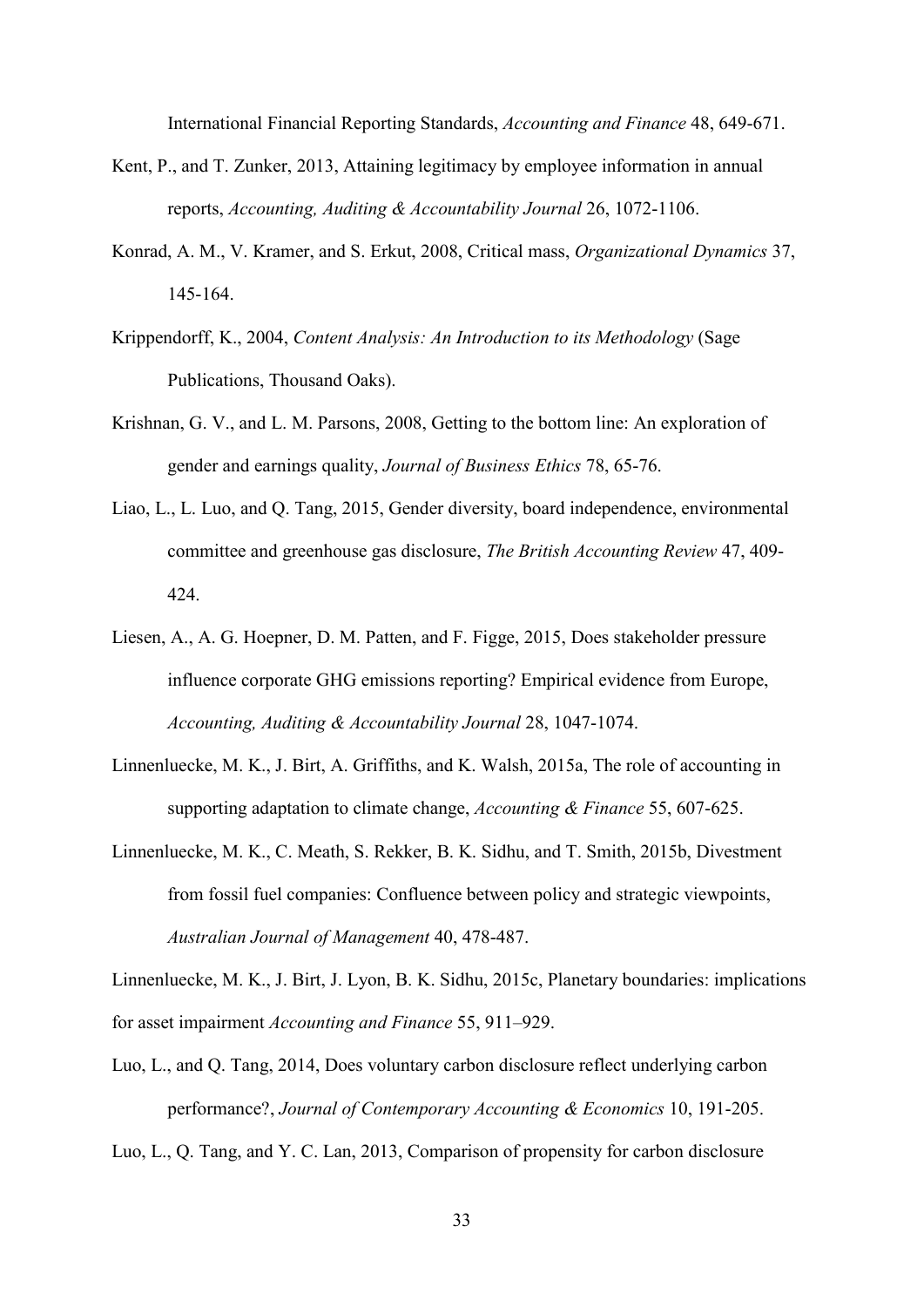International Financial Reporting Standards, *Accounting and Finance* 48, 649-671.

Kent, P., and T. Zunker, 2013, Attaining legitimacy by employee information in annual reports, *Accounting, Auditing & Accountability Journal* 26, 1072-1106.

Konrad, A. M., V. Kramer, and S. Erkut, 2008, Critical mass, *Organizational Dynamics* 37, 145-164.

Krippendorff, K., 2004, *Content Analysis: An Introduction to its Methodology* (Sage Publications, Thousand Oaks).

Krishnan, G. V., and L. M. Parsons, 2008, Getting to the bottom line: An exploration of gender and earnings quality, *Journal of Business Ethics* 78, 65-76.

Liao, L., L. Luo, and Q. Tang, 2015, Gender diversity, board independence, environmental committee and greenhouse gas disclosure, *The British Accounting Review* 47, 409-424.

Liesen, A., A. G. Hoepner, D. M. Patten, and F. Figge, 2015, Does stakeholder pressure influence corporate GHG emissions reporting? Empirical evidence from Europe, *Accounting, Auditing & Accountability Journal* 28, 1047-1074.

Linnenluecke, M. K., J. Birt, A. Griffiths, and K. Walsh, 2015a, The role of accounting in supporting adaptation to climate change, *Accounting & Finance* 55, 607-625.

Linnenluecke, M. K., C. Meath, S. Rekker, B. K. Sidhu, and T. Smith, 2015b, Divestment from fossil fuel companies: Confluence between policy and strategic viewpoints, *Australian Journal of Management* 40, 478-487.

Linnenluecke, M. K., J. Birt, J. Lyon, B. K. Sidhu, 2015c, Planetary boundaries: implications for asset impairment *Accounting and Finance* 55, 911–929.

Luo, L., and Q. Tang, 2014, Does voluntary carbon disclosure reflect underlying carbon performance?, *Journal of Contemporary Accounting & Economics* 10, 191-205.

Luo, L., Q. Tang, and Y. C. Lan, 2013, Comparison of propensity for carbon disclosure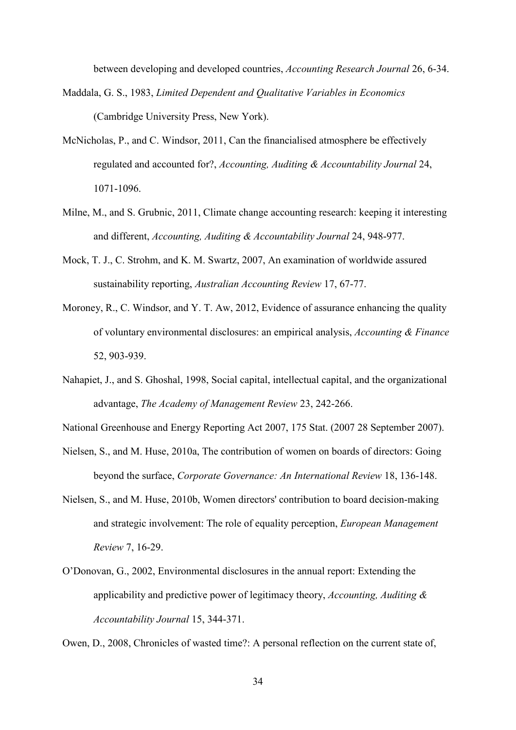between developing and developed countries, *Accounting Research Journal* 26, 6-34.

Maddala, G. S., 1983, *Limited Dependent and Qualitative Variables in Economics* (Cambridge University Press, New York).

McNicholas, P., and C. Windsor, 2011, Can the financialised atmosphere be effectively regulated and accounted for?, *Accounting, Auditing & Accountability Journal* 24, 1071-1096.

Milne, M., and S. Grubnic, 2011, Climate change accounting research: keeping it interesting and different, *Accounting, Auditing & Accountability Journal* 24, 948-977.

Mock, T. J., C. Strohm, and K. M. Swartz, 2007, An examination of worldwide assured sustainability reporting, *Australian Accounting Review* 17, 67-77.

Moroney, R., C. Windsor, and Y. T. Aw, 2012, Evidence of assurance enhancing the quality of voluntary environmental disclosures: an empirical analysis, *Accounting & Finance* 52, 903-939.

Nahapiet, J., and S. Ghoshal, 1998, Social capital, intellectual capital, and the organizational advantage, *The Academy of Management Review* 23, 242-266.

National Greenhouse and Energy Reporting Act 2007, 175 Stat. (2007 28 September 2007).

Nielsen, S., and M. Huse, 2010a, The contribution of women on boards of directors: Going beyond the surface, *Corporate Governance: An International Review* 18, 136-148.

Nielsen, S., and M. Huse, 2010b, Women directors' contribution to board decision-making and strategic involvement: The role of equality perception, *European Management Review* 7, 16-29.

O'Donovan, G., 2002, Environmental disclosures in the annual report: Extending the applicability and predictive power of legitimacy theory, *Accounting, Auditing & Accountability Journal* 15, 344-371.

Owen, D., 2008, Chronicles of wasted time?: A personal reflection on the current state of,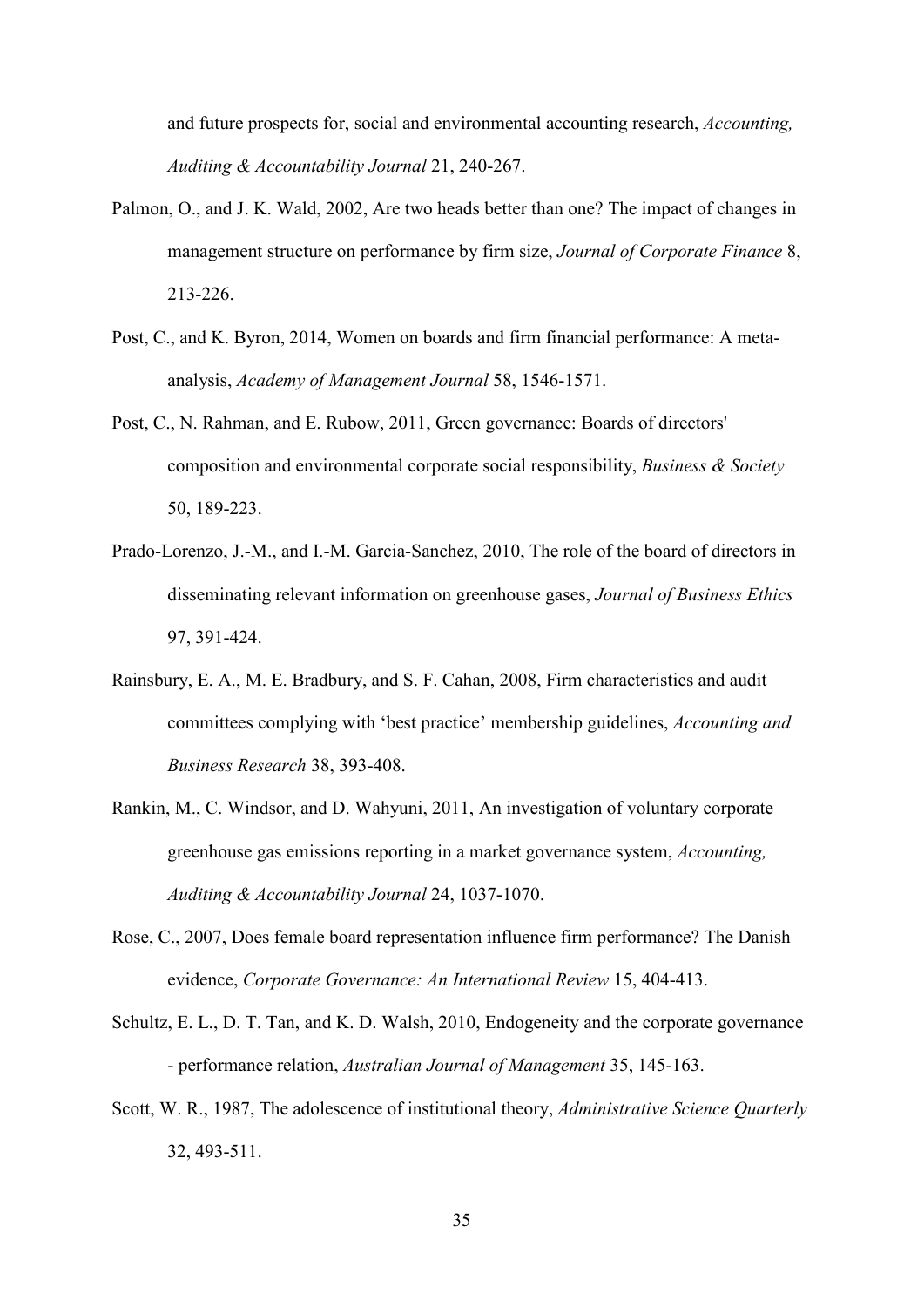and future prospects for, social and environmental accounting research, *Accounting, Auditing & Accountability Journal* 21, 240-267.

Palmon, O., and J. K. Wald, 2002, Are two heads better than one? The impact of changes in management structure on performance by firm size, *Journal of Corporate Finance* 8, 213-226.

Post, C., and K. Byron, 2014, Women on boards and firm financial performance: A meta-analysis, *Academy of Management Journal* 58, 1546-1571.

Post, C., N. Rahman, and E. Rubow, 2011, Green governance: Boards of directors' composition and environmental corporate social responsibility, *Business & Society* 50, 189-223.

Prado-Lorenzo, J.-M., and I.-M. Garcia-Sanchez, 2010, The role of the board of directors in disseminating relevant information on greenhouse gases, *Journal of Business Ethics* 97, 391-424.

Rainsbury, E. A., M. E. Bradbury, and S. F. Cahan, 2008, Firm characteristics and audit committees complying with 'best practice' membership guidelines, *Accounting and Business Research* 38, 393-408.

Rankin, M., C. Windsor, and D. Wahyuni, 2011, An investigation of voluntary corporate greenhouse gas emissions reporting in a market governance system, *Accounting, Auditing & Accountability Journal* 24, 1037-1070.

Rose, C., 2007, Does female board representation influence firm performance? The Danish evidence, *Corporate Governance: An International Review* 15, 404-413.

Schultz, E. L., D. T. Tan, and K. D. Walsh, 2010, Endogeneity and the corporate governance - performance relation, *Australian Journal of Management* 35, 145-163.

Scott, W. R., 1987, The adolescence of institutional theory, *Administrative Science Quarterly* 32, 493-511.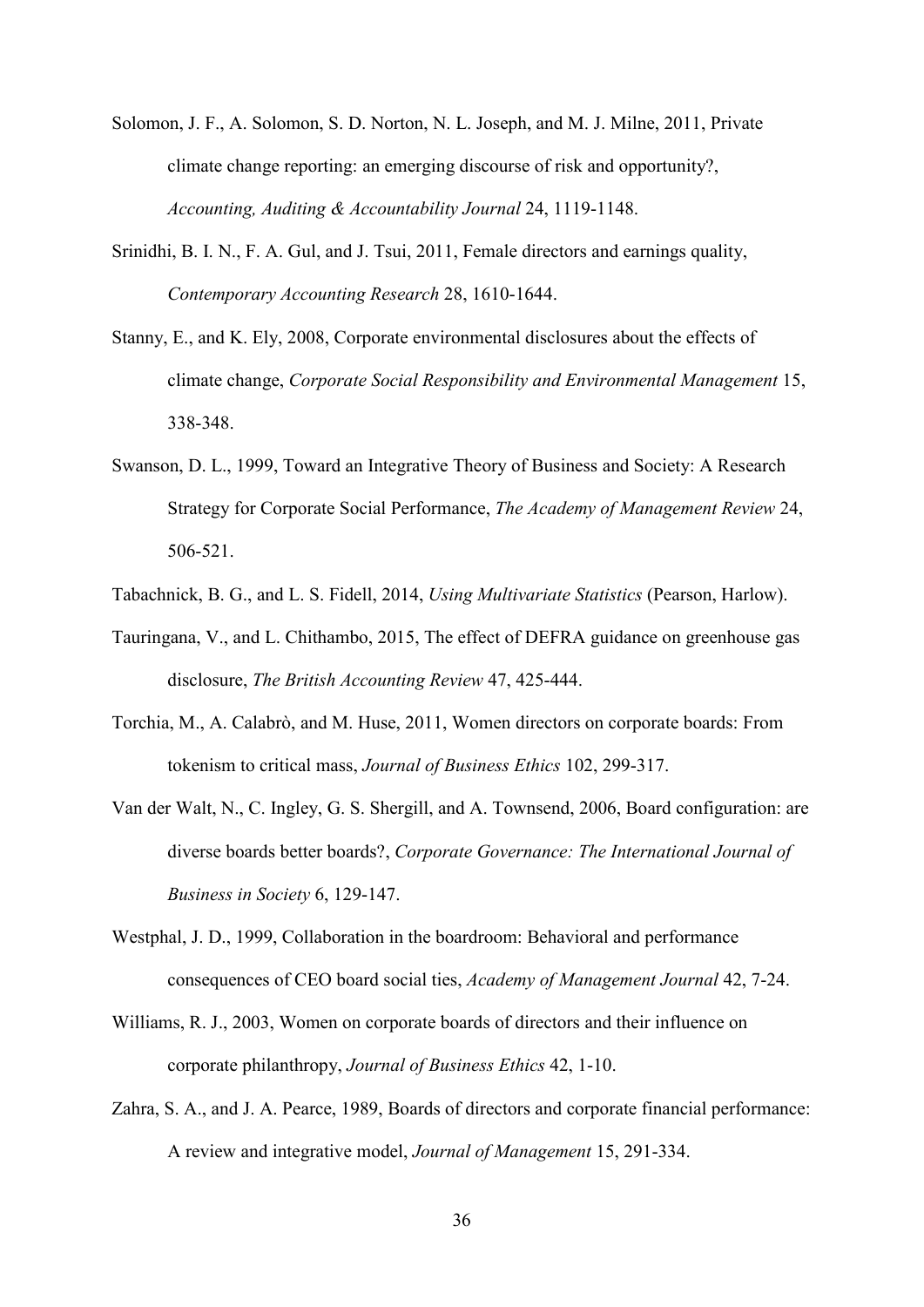Solomon, J. F., A. Solomon, S. D. Norton, N. L. Joseph, and M. J. Milne, 2011, Private climate change reporting: an emerging discourse of risk and opportunity?, *Accounting, Auditing & Accountability Journal* 24, 1119-1148.

Srinidhi, B. I. N., F. A. Gul, and J. Tsui, 2011, Female directors and earnings quality, *Contemporary Accounting Research* 28, 1610-1644.

Stanny, E., and K. Ely, 2008, Corporate environmental disclosures about the effects of climate change, *Corporate Social Responsibility and Environmental Management* 15, 338-348.

Swanson, D. L., 1999, Toward an Integrative Theory of Business and Society: A Research Strategy for Corporate Social Performance, *The Academy of Management Review* 24, 506-521.

Tabachnick, B. G., and L. S. Fidell, 2014, *Using Multivariate Statistics* (Pearson, Harlow).

Tauringana, V., and L. Chithambo, 2015, The effect of DEFRA guidance on greenhouse gas disclosure, *The British Accounting Review* 47, 425-444.

Torchia, M., A. Calabrò, and M. Huse, 2011, Women directors on corporate boards: From tokenism to critical mass, *Journal of Business Ethics* 102, 299-317.

Van der Walt, N., C. Ingley, G. S. Shergill, and A. Townsend, 2006, Board configuration: are diverse boards better boards?, *Corporate Governance: The International Journal of Business in Society* 6, 129-147.

Westphal, J. D., 1999, Collaboration in the boardroom: Behavioral and performance consequences of CEO board social ties, *Academy of Management Journal* 42, 7-24.

Williams, R. J., 2003, Women on corporate boards of directors and their influence on corporate philanthropy, *Journal of Business Ethics* 42, 1-10.

Zahra, S. A., and J. A. Pearce, 1989, Boards of directors and corporate financial performance: A review and integrative model, *Journal of Management* 15, 291-334.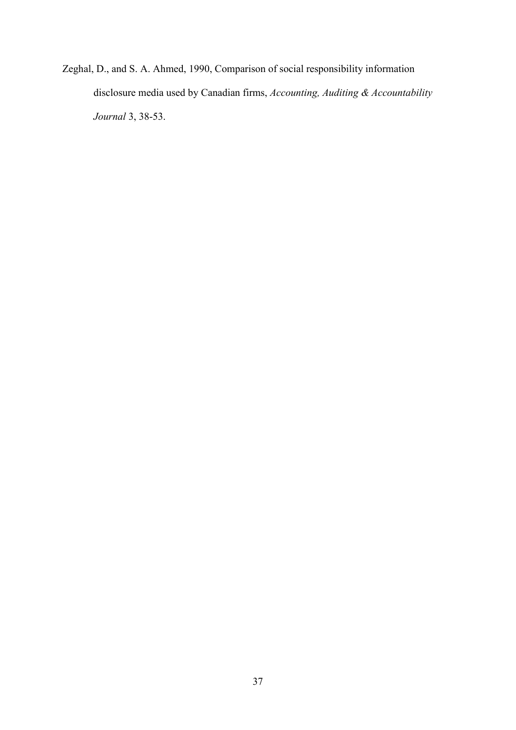Zeghal, D., and S. A. Ahmed, 1990, Comparison of social responsibility information disclosure media used by Canadian firms, *Accounting, Auditing & Accountability Journal* 3, 38-53.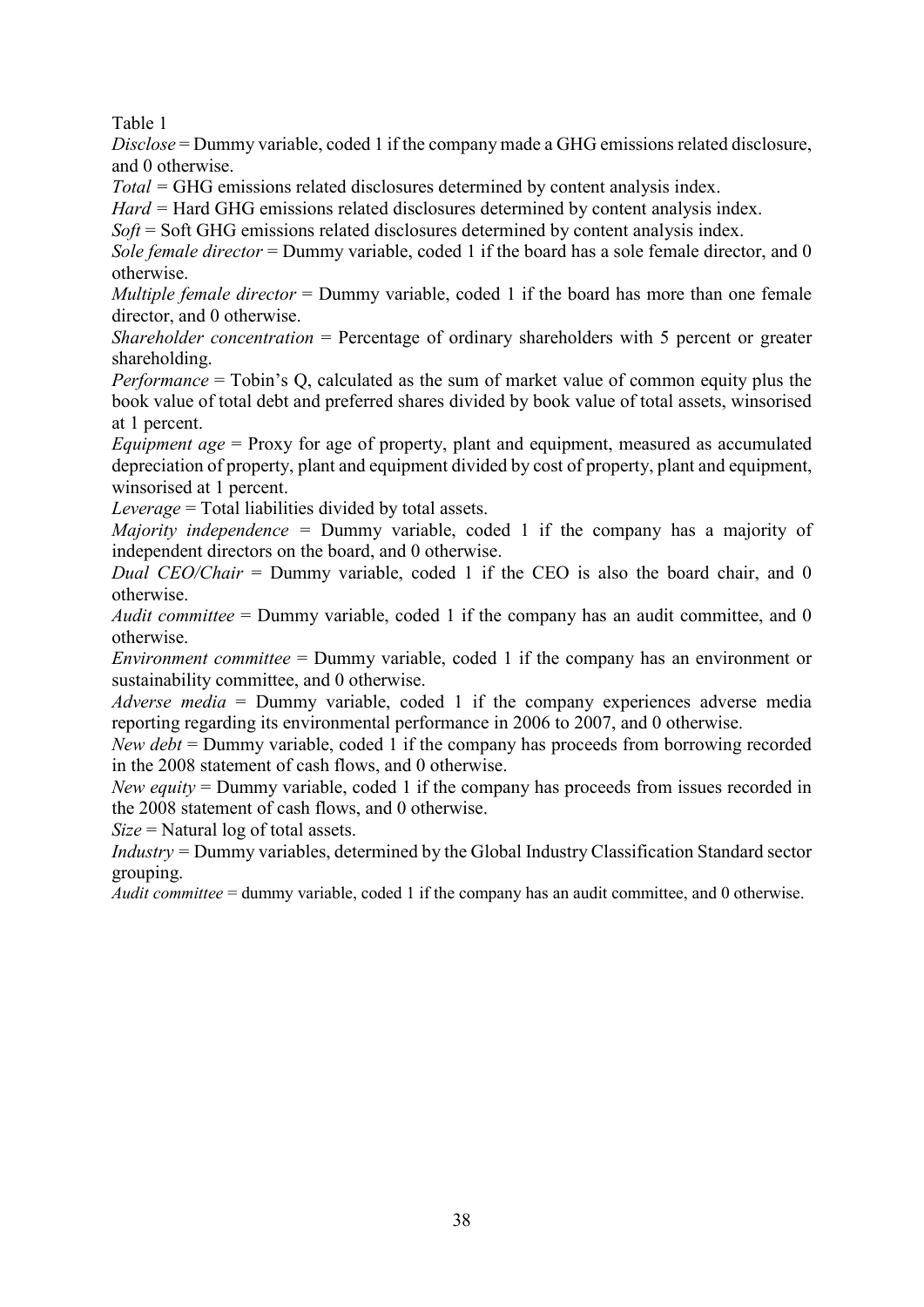Table 1

*Disclose* = Dummy variable, coded 1 if the company made a GHG emissions related disclosure, and 0 otherwise.

*Total* = GHG emissions related disclosures determined by content analysis index.

*Hard* = Hard GHG emissions related disclosures determined by content analysis index.

*Soft* = Soft GHG emissions related disclosures determined by content analysis index.

*Sole female director* = Dummy variable, coded 1 if the board has a sole female director, and 0 otherwise.

*Multiple female director* = Dummy variable, coded 1 if the board has more than one female director, and 0 otherwise.

*Shareholder concentration* = Percentage of ordinary shareholders with 5 percent or greater shareholding.

*Performance* = Tobin's Q, calculated as the sum of market value of common equity plus the book value of total debt and preferred shares divided by book value of total assets, winsorised at 1 percent.

*Equipment age* = Proxy for age of property, plant and equipment, measured as accumulated depreciation of property, plant and equipment divided by cost of property, plant and equipment, winsorised at 1 percent.

*Leverage* = Total liabilities divided by total assets.

*Majority independence* = Dummy variable, coded 1 if the company has a majority of independent directors on the board, and 0 otherwise.

*Dual CEO/Chair* = Dummy variable, coded 1 if the CEO is also the board chair, and 0 otherwise.

*Audit committee* = Dummy variable, coded 1 if the company has an audit committee, and 0 otherwise.

*Environment committee* = Dummy variable, coded 1 if the company has an environment or sustainability committee, and 0 otherwise.

*Adverse media* = Dummy variable, coded 1 if the company experiences adverse media reporting regarding its environmental performance in 2006 to 2007, and 0 otherwise.

*New debt* = Dummy variable, coded 1 if the company has proceeds from borrowing recorded in the 2008 statement of cash flows, and 0 otherwise.

*New equity* = Dummy variable, coded 1 if the company has proceeds from issues recorded in the 2008 statement of cash flows, and 0 otherwise.

*Size* = Natural log of total assets.

*Industry* = Dummy variables, determined by the Global Industry Classification Standard sector grouping.

*Audit committee* = dummy variable, coded 1 if the company has an audit committee, and 0 otherwise.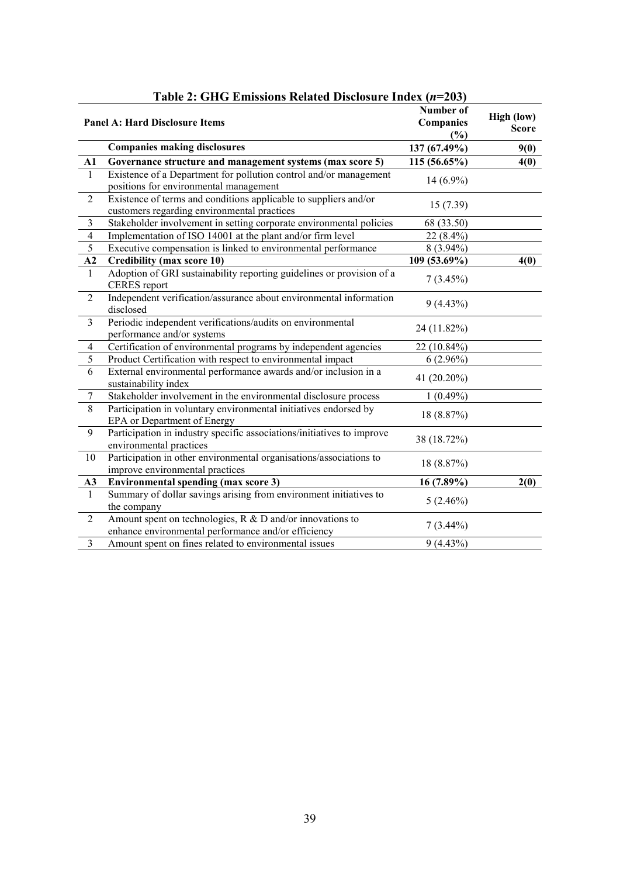**Table 2: GHG Emissions Related Disclosure Index ($n$=203)**

| | **Panel A: Hard Disclosure Items** | **Number of Companies (%)** | **High (low) Score** |
|---|---|---|---|
| | **Companies making disclosures** | **137 (67.49%)** | **9(0)** |
| **A1** | **Governance structure and management systems (max score 5)** | **115 (56.65%)** | **4(0)** |
| 1 | Existence of a Department for pollution control and/or management positions for environmental management | 14 (6.9%) | |
| 2 | Existence of terms and conditions applicable to suppliers and/or customers regarding environmental practices | 15 (7.39) | |
| 3 | Stakeholder involvement in setting corporate environmental policies | 68 (33.50) | |
| 4 | Implementation of ISO 14001 at the plant and/or firm level | 22 (8.4%) | |
| 5 | Executive compensation is linked to environmental performance | 8 (3.94%) | |
| **A2** | **Credibility (max score 10)** | **109 (53.69%)** | **4(0)** |
| 1 | Adoption of GRI sustainability reporting guidelines or provision of a CERES report | 7 (3.45%) | |
| 2 | Independent verification/assurance about environmental information disclosed | 9 (4.43%) | |
| 3 | Periodic independent verifications/audits on environmental performance and/or systems | 24 (11.82%) | |
| 4 | Certification of environmental programs by independent agencies | 22 (10.84%) | |
| 5 | Product Certification with respect to environmental impact | 6 (2.96%) | |
| 6 | External environmental performance awards and/or inclusion in a sustainability index | 41 (20.20%) | |
| 7 | Stakeholder involvement in the environmental disclosure process | 1 (0.49%) | |
| 8 | Participation in voluntary environmental initiatives endorsed by EPA or Department of Energy | 18 (8.87%) | |
| 9 | Participation in industry specific associations/initiatives to improve environmental practices | 38 (18.72%) | |
| 10 | Participation in other environmental organisations/associations to improve environmental practices | 18 (8.87%) | |
| **A3** | **Environmental spending (max score 3)** | **16 (7.89%)** | **2(0)** |
| 1 | Summary of dollar savings arising from environment initiatives to the company | 5 (2.46%) | |
| 2 | Amount spent on technologies, R & D and/or innovations to enhance environmental performance and/or efficiency | 7 (3.44%) | |
| 3 | Amount spent on fines related to environmental issues | 9 (4.43%) | |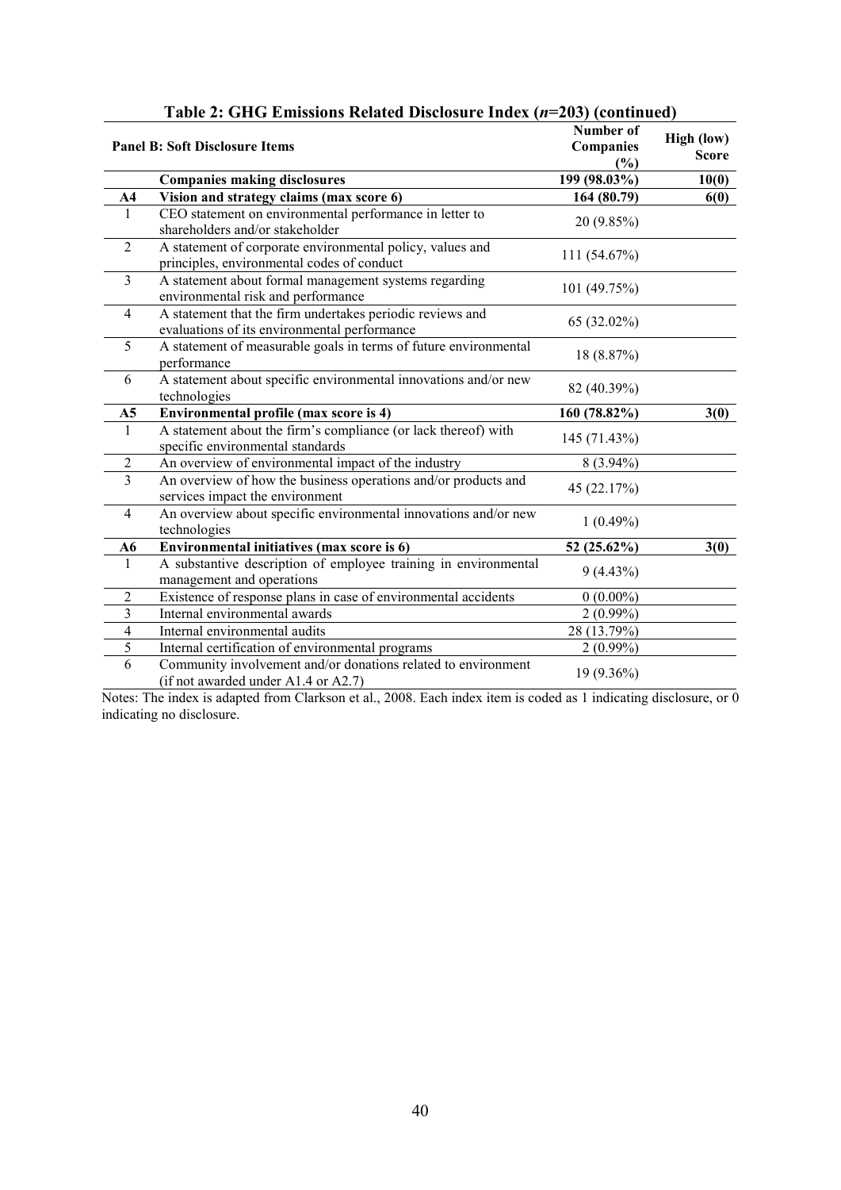**Table 2: GHG Emissions Related Disclosure Index (*n*=203) (continued)**

| **Panel B: Soft Disclosure Items** | | **Number of Companies (%)** | **High (low) Score** |
|---|---|---|---|
| | **Companies making disclosures** | **199 (98.03%)** | **10(0)** |
| **A4** | **Vision and strategy claims (max score 6)** | **164 (80.79)** | **6(0)** |
| 1 | CEO statement on environmental performance in letter to shareholders and/or stakeholder | 20 (9.85%) | |
| 2 | A statement of corporate environmental policy, values and principles, environmental codes of conduct | 111 (54.67%) | |
| 3 | A statement about formal management systems regarding environmental risk and performance | 101 (49.75%) | |
| 4 | A statement that the firm undertakes periodic reviews and evaluations of its environmental performance | 65 (32.02%) | |
| 5 | A statement of measurable goals in terms of future environmental performance | 18 (8.87%) | |
| 6 | A statement about specific environmental innovations and/or new technologies | 82 (40.39%) | |
| **A5** | **Environmental profile (max score is 4)** | **160 (78.82%)** | **3(0)** |
| 1 | A statement about the firm's compliance (or lack thereof) with specific environmental standards | 145 (71.43%) | |
| 2 | An overview of environmental impact of the industry | 8 (3.94%) | |
| 3 | An overview of how the business operations and/or products and services impact the environment | 45 (22.17%) | |
| 4 | An overview about specific environmental innovations and/or new technologies | 1 (0.49%) | |
| **A6** | **Environmental initiatives (max score is 6)** | **52 (25.62%)** | **3(0)** |
| 1 | A substantive description of employee training in environmental management and operations | 9 (4.43%) | |
| 2 | Existence of response plans in case of environmental accidents | 0 (0.00%) | |
| 3 | Internal environmental awards | 2 (0.99%) | |
| 4 | Internal environmental audits | 28 (13.79%) | |
| 5 | Internal certification of environmental programs | 2 (0.99%) | |
| 6 | Community involvement and/or donations related to environment (if not awarded under A1.4 or A2.7) | 19 (9.36%) | |

Notes: The index is adapted from Clarkson et al., 2008. Each index item is coded as 1 indicating disclosure, or 0 indicating no disclosure.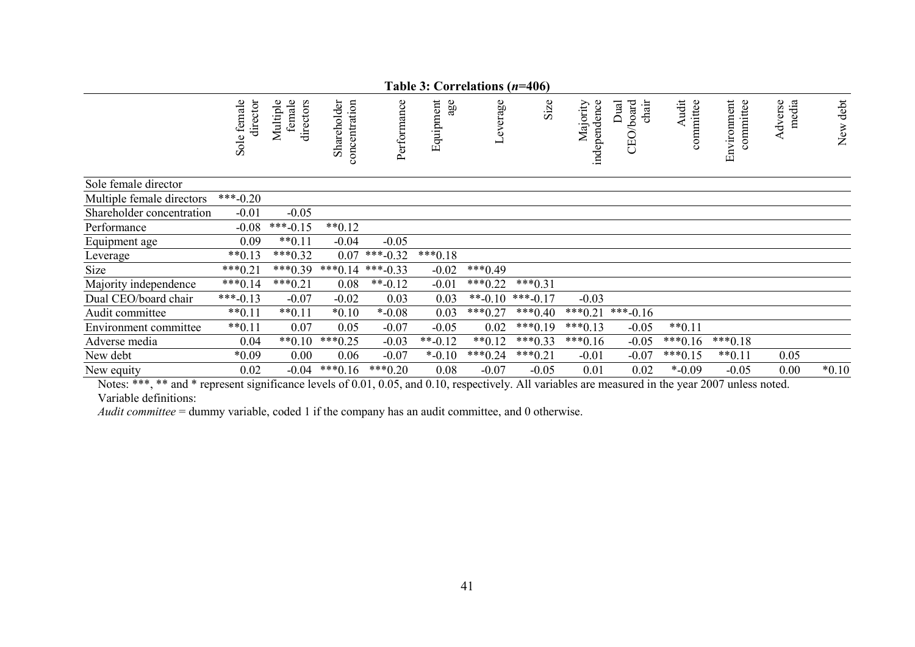**Table 3: Correlations (*n*=406)**

| | Sole female director | Multiple female directors | Shareholder concentration | Performance | Equipment age | Leverage | Size | Majority independence | Dual CEO/board chair | Audit committee | Environment committee | Adverse media | New debt |
|---|---|---|---|---|---|---|---|---|---|---|---|---|---|
| Sole female director | | | | | | | | | | | | | |
| Multiple female directors | ***-0.20 | | | | | | | | | | | | |
| Shareholder concentration | -0.01 | -0.05 | | | | | | | | | | | |
| Performance | -0.08 | ***-0.15 | **0.12 | | | | | | | | | | |
| Equipment age | 0.09 | **0.11 | -0.04 | -0.05 | | | | | | | | | |
| Leverage | **0.13 | ***0.32 | 0.07 | ***-0.32 | ***0.18 | | | | | | | | |
| Size | ***0.21 | ***0.39 | ***0.14 | ***-0.33 | -0.02 | ***0.49 | | | | | | | |
| Majority independence | ***0.14 | ***0.21 | 0.08 | **-0.12 | -0.01 | ***0.22 | ***0.31 | | | | | | |
| Dual CEO/board chair | ***-0.13 | -0.07 | -0.02 | 0.03 | 0.03 | **-0.10 | ***-0.17 | -0.03 | | | | | |
| Audit committee | **0.11 | **0.11 | *0.10 | *-0.08 | 0.03 | ***0.27 | ***0.40 | ***0.21 | ***-0.16 | | | | |
| Environment committee | **0.11 | 0.07 | 0.05 | -0.07 | -0.05 | 0.02 | ***0.19 | ***0.13 | -0.05 | **0.11 | | | |
| Adverse media | 0.04 | **0.10 | ***0.25 | -0.03 | **-0.12 | **0.12 | ***0.33 | ***0.16 | -0.05 | ***0.16 | ***0.18 | | |
| New debt | *0.09 | 0.00 | 0.06 | -0.07 | *-0.10 | ***0.24 | ***0.21 | -0.01 | -0.07 | ***0.15 | **0.11 | 0.05 | |
| New equity | 0.02 | -0.04 | ***0.16 | ***0.20 | 0.08 | -0.07 | -0.05 | 0.01 | 0.02 | *-0.09 | -0.05 | 0.00 | *0.10 |

Notes: ***, ** and * represent significance levels of 0.01, 0.05, and 0.10, respectively. All variables are measured in the year 2007 unless noted.

Variable definitions:

*Audit committee* = dummy variable, coded 1 if the company has an audit committee, and 0 otherwise.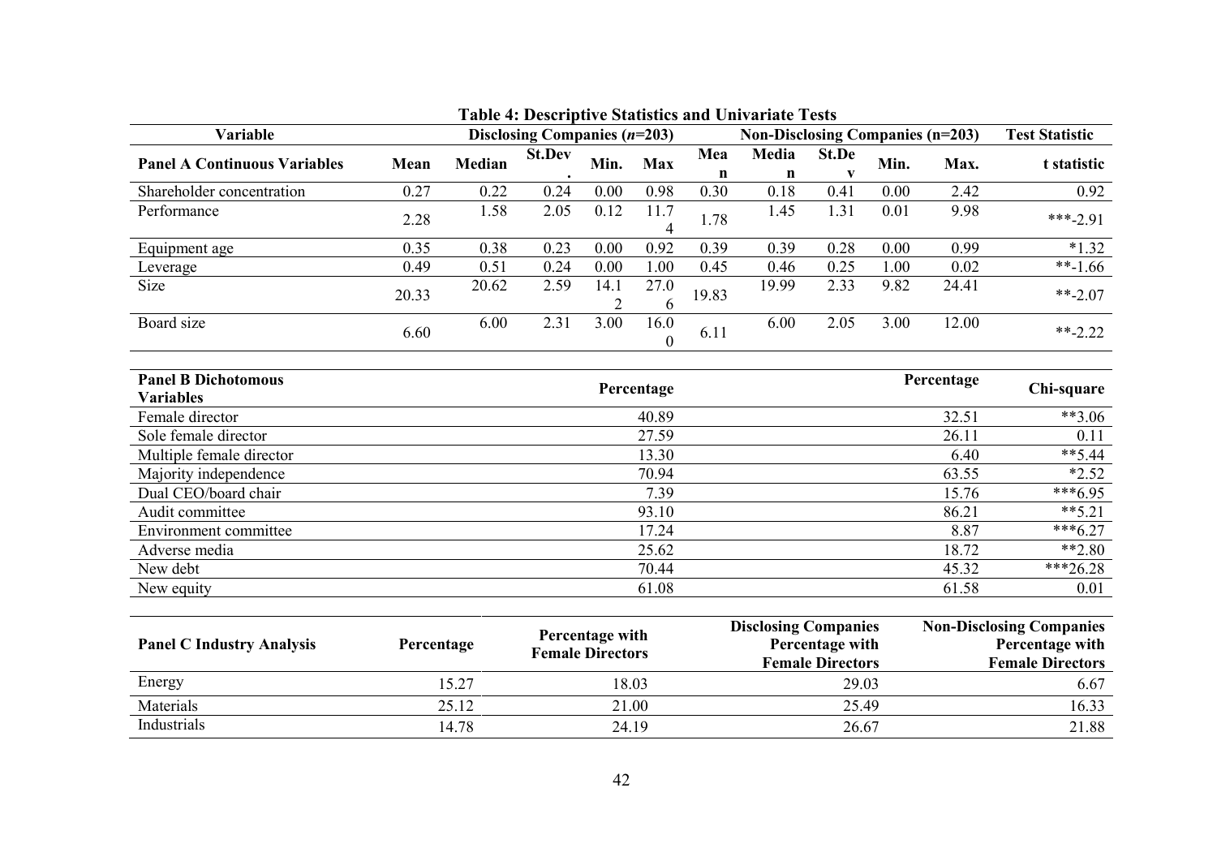**Table 4: Descriptive Statistics and Univariate Tests**

| Variable | Disclosing Companies (*n*=203) | | | | | Non-Disclosing Companies (n=203) | | | | | Test Statistic |
|---|---|---|---|---|---|---|---|---|---|---|---|
| **Panel A Continuous Variables** | **Mean** | **Median** | **St.Dev.** | **Min.** | **Max** | **Mean** | **Median** | **St.Dev** | **Min.** | **Max.** | **t statistic** |
| Shareholder concentration | 0.27 | 0.22 | 0.24 | 0.00 | 0.98 | 0.30 | 0.18 | 0.41 | 0.00 | 2.42 | 0.92 |
| Performance | 2.28 | 1.58 | 2.05 | 0.12 | 11.74 | 1.78 | 1.45 | 1.31 | 0.01 | 9.98 | ***-2.91 |
| Equipment age | 0.35 | 0.38 | 0.23 | 0.00 | 0.92 | 0.39 | 0.39 | 0.28 | 0.00 | 0.99 | *1.32 |
| Leverage | 0.49 | 0.51 | 0.24 | 0.00 | 1.00 | 0.45 | 0.46 | 0.25 | 1.00 | 0.02 | **-1.66 |
| Size | 20.33 | 20.62 | 2.59 | 14.12 | 27.06 | 19.83 | 19.99 | 2.33 | 9.82 | 24.41 | **-2.07 |
| Board size | 6.60 | 6.00 | 2.31 | 3.00 | 16.00 | 6.11 | 6.00 | 2.05 | 3.00 | 12.00 | **-2.22 |

| Panel B Dichotomous Variables | Percentage | Percentage | Chi-square |
|---|---|---|---|
| Female director | 40.89 | 32.51 | **3.06 |
| Sole female director | 27.59 | 26.11 | 0.11 |
| Multiple female director | 13.30 | 6.40 | **5.44 |
| Majority independence | 70.94 | 63.55 | *2.52 |
| Dual CEO/board chair | 7.39 | 15.76 | ***6.95 |
| Audit committee | 93.10 | 86.21 | **5.21 |
| Environment committee | 17.24 | 8.87 | ***6.27 |
| Adverse media | 25.62 | 18.72 | **2.80 |
| New debt | 70.44 | 45.32 | ***26.28 |
| New equity | 61.08 | 61.58 | 0.01 |

| Panel C Industry Analysis | Percentage | Percentage with Female Directors | Disclosing Companies Percentage with Female Directors | Non-Disclosing Companies Percentage with Female Directors |
|---|---|---|---|---|
| Energy | 15.27 | 18.03 | 29.03 | 6.67 |
| Materials | 25.12 | 21.00 | 25.49 | 16.33 |
| Industrials | 14.78 | 24.19 | 26.67 | 21.88 |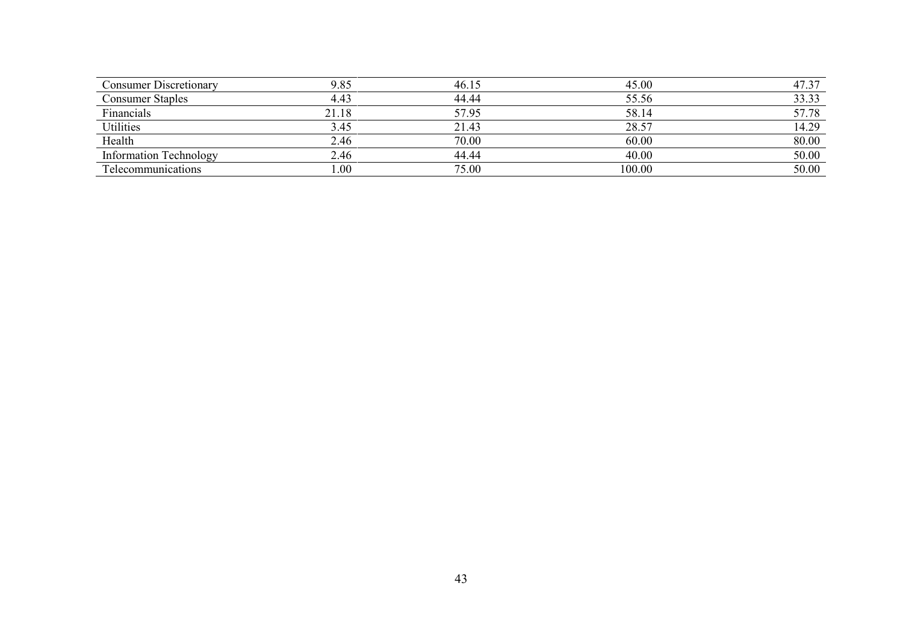| | | | | |
|---|---|---|---|---|
| Consumer Discretionary | 9.85 | 46.15 | 45.00 | 47.37 |
| Consumer Staples | 4.43 | 44.44 | 55.56 | 33.33 |
| Financials | 21.18 | 57.95 | 58.14 | 57.78 |
| Utilities | 3.45 | 21.43 | 28.57 | 14.29 |
| Health | 2.46 | 70.00 | 60.00 | 80.00 |
| Information Technology | 2.46 | 44.44 | 40.00 | 50.00 |
| Telecommunications | 1.00 | 75.00 | 100.00 | 50.00 |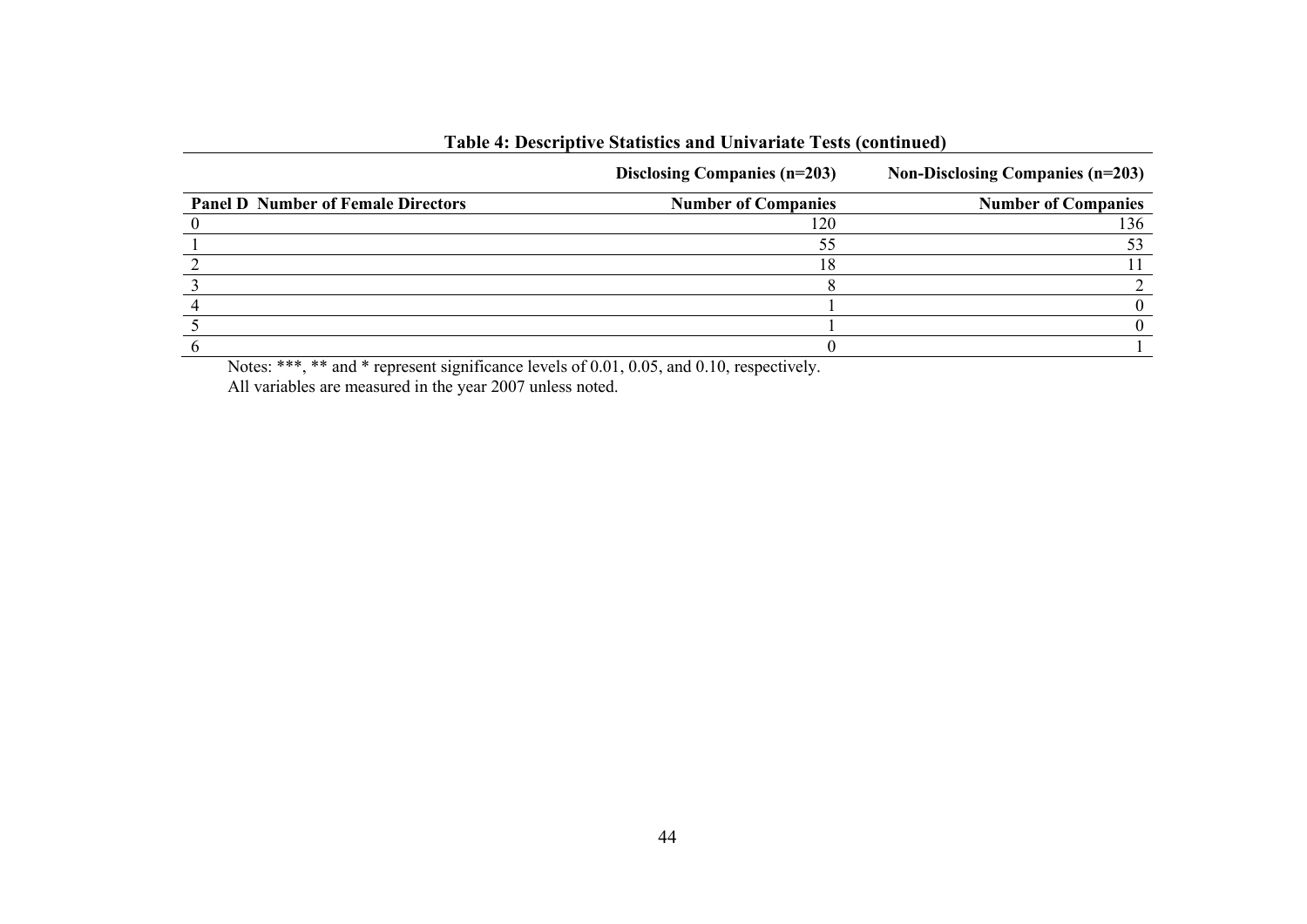**Table 4: Descriptive Statistics and Univariate Tests (continued)**

| | Disclosing Companies (n=203) | Non-Disclosing Companies (n=203) |
|---|---|---|
| **Panel D Number of Female Directors** | **Number of Companies** | **Number of Companies** |
| 0 | 120 | 136 |
| 1 | 55 | 53 |
| 2 | 18 | 11 |
| 3 | 8 | 2 |
| 4 | 1 | 0 |
| 5 | 1 | 0 |
| 6 | 0 | 1 |

Notes: ***, ** and * represent significance levels of 0.01, 0.05, and 0.10, respectively.
All variables are measured in the year 2007 unless noted.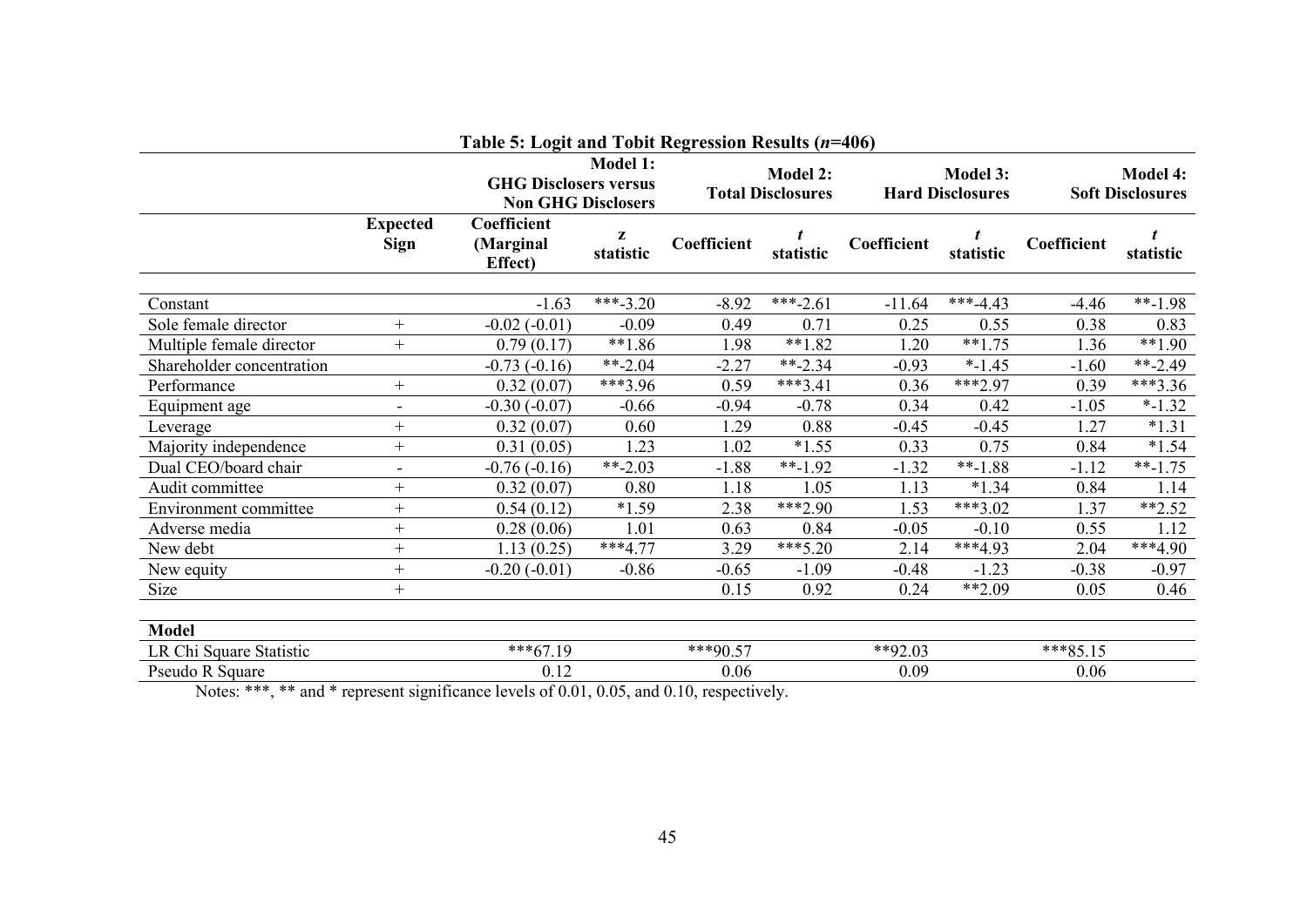**Table 5: Logit and Tobit Regression Results (*n*=406)**

| | | Model 1: GHG Disclosers versus Non GHG Disclosers | | Model 2: Total Disclosures | | Model 3: Hard Disclosures | | Model 4: Soft Disclosures | |
|---|---|---|---|---|---|---|---|---|---|
| | Expected Sign | Coefficient (Marginal Effect) | z statistic | Coefficient | *t* statistic | Coefficient | *t* statistic | Coefficient | *t* statistic |
| Constant | | -1.63 | ***-3.20 | -8.92 | ***-2.61 | -11.64 | ***-4.43 | -4.46 | **-1.98 |
| Sole female director | + | -0.02 (-0.01) | -0.09 | 0.49 | 0.71 | 0.25 | 0.55 | 0.38 | 0.83 |
| Multiple female director | + | 0.79 (0.17) | **1.86 | 1.98 | **1.82 | 1.20 | **1.75 | 1.36 | **1.90 |
| Shareholder concentration | | -0.73 (-0.16) | **-2.04 | -2.27 | **-2.34 | -0.93 | *-1.45 | -1.60 | **-2.49 |
| Performance | + | 0.32 (0.07) | ***3.96 | 0.59 | ***3.41 | 0.36 | ***2.97 | 0.39 | ***3.36 |
| Equipment age | - | -0.30 (-0.07) | -0.66 | -0.94 | -0.78 | 0.34 | 0.42 | -1.05 | *-1.32 |
| Leverage | + | 0.32 (0.07) | 0.60 | 1.29 | 0.88 | -0.45 | -0.45 | 1.27 | *1.31 |
| Majority independence | + | 0.31 (0.05) | 1.23 | 1.02 | *1.55 | 0.33 | 0.75 | 0.84 | *1.54 |
| Dual CEO/board chair | - | -0.76 (-0.16) | **-2.03 | -1.88 | **-1.92 | -1.32 | **-1.88 | -1.12 | **-1.75 |
| Audit committee | + | 0.32 (0.07) | 0.80 | 1.18 | 1.05 | 1.13 | *1.34 | 0.84 | 1.14 |
| Environment committee | + | 0.54 (0.12) | *1.59 | 2.38 | ***2.90 | 1.53 | ***3.02 | 1.37 | **2.52 |
| Adverse media | + | 0.28 (0.06) | 1.01 | 0.63 | 0.84 | -0.05 | -0.10 | 0.55 | 1.12 |
| New debt | + | 1.13 (0.25) | ***4.77 | 3.29 | ***5.20 | 2.14 | ***4.93 | 2.04 | ***4.90 |
| New equity | + | -0.20 (-0.01) | -0.86 | -0.65 | -1.09 | -0.48 | -1.23 | -0.38 | -0.97 |
| Size | + | | | 0.15 | 0.92 | 0.24 | **2.09 | 0.05 | 0.46 |
| **Model** | | | | | | | | | |
| LR Chi Square Statistic | | ***67.19 | | ***90.57 | | **92.03 | | ***85.15 | |
| Pseudo R Square | | 0.12 | | 0.06 | | 0.09 | | 0.06 | |

Notes: ***, ** and * represent significance levels of 0.01, 0.05, and 0.10, respectively.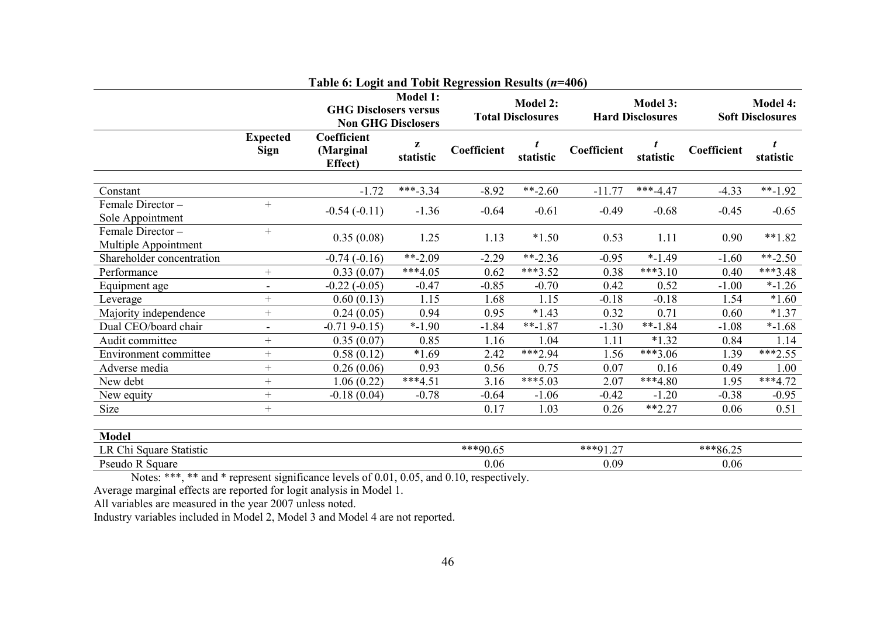**Table 6: Logit and Tobit Regression Results (*n*=406)**

| | | Model 1: GHG Disclosers versus Non GHG Disclosers | | Model 2: Total Disclosures | | Model 3: Hard Disclosures | | Model 4: Soft Disclosures | |
|---|---|---|---|---|---|---|---|---|---|
| | **Expected Sign** | **Coefficient (Marginal Effect)** | **z statistic** | **Coefficient** | ***t* statistic** | **Coefficient** | ***t* statistic** | **Coefficient** | ***t* statistic** |
| Constant | | -1.72 | ***-3.34 | -8.92 | **-2.60 | -11.77 | ***-4.47 | -4.33 | **-1.92 |
| Female Director – Sole Appointment | + | -0.54 (-0.11) | -1.36 | -0.64 | -0.61 | -0.49 | -0.68 | -0.45 | -0.65 |
| Female Director – Multiple Appointment | + | 0.35 (0.08) | 1.25 | 1.13 | *1.50 | 0.53 | 1.11 | 0.90 | **1.82 |
| Shareholder concentration | | -0.74 (-0.16) | **-2.09 | -2.29 | **-2.36 | -0.95 | *-1.49 | -1.60 | **-2.50 |
| Performance | + | 0.33 (0.07) | ***4.05 | 0.62 | ***3.52 | 0.38 | ***3.10 | 0.40 | ***3.48 |
| Equipment age | - | -0.22 (-0.05) | -0.47 | -0.85 | -0.70 | 0.42 | 0.52 | -1.00 | *-1.26 |
| Leverage | + | 0.60 (0.13) | 1.15 | 1.68 | 1.15 | -0.18 | -0.18 | 1.54 | *1.60 |
| Majority independence | + | 0.24 (0.05) | 0.94 | 0.95 | *1.43 | 0.32 | 0.71 | 0.60 | *1.37 |
| Dual CEO/board chair | - | -0.71 9-0.15) | *-1.90 | -1.84 | **-1.87 | -1.30 | **-1.84 | -1.08 | *-1.68 |
| Audit committee | + | 0.35 (0.07) | 0.85 | 1.16 | 1.04 | 1.11 | *1.32 | 0.84 | 1.14 |
| Environment committee | + | 0.58 (0.12) | *1.69 | 2.42 | ***2.94 | 1.56 | ***3.06 | 1.39 | ***2.55 |
| Adverse media | + | 0.26 (0.06) | 0.93 | 0.56 | 0.75 | 0.07 | 0.16 | 0.49 | 1.00 |
| New debt | + | 1.06 (0.22) | ***4.51 | 3.16 | ***5.03 | 2.07 | ***4.80 | 1.95 | ***4.72 |
| New equity | + | -0.18 (0.04) | -0.78 | -0.64 | -1.06 | -0.42 | -1.20 | -0.38 | -0.95 |
| Size | + | | | 0.17 | 1.03 | 0.26 | **2.27 | 0.06 | 0.51 |
| **Model** | | | | | | | | | |
| LR Chi Square Statistic | | | | ***90.65 | | ***91.27 | | ***86.25 | |
| Pseudo R Square | | | | 0.06 | | 0.09 | | 0.06 | |

Notes: ***, ** and * represent significance levels of 0.01, 0.05, and 0.10, respectively.

Average marginal effects are reported for logit analysis in Model 1.

All variables are measured in the year 2007 unless noted.

Industry variables included in Model 2, Model 3 and Model 4 are not reported.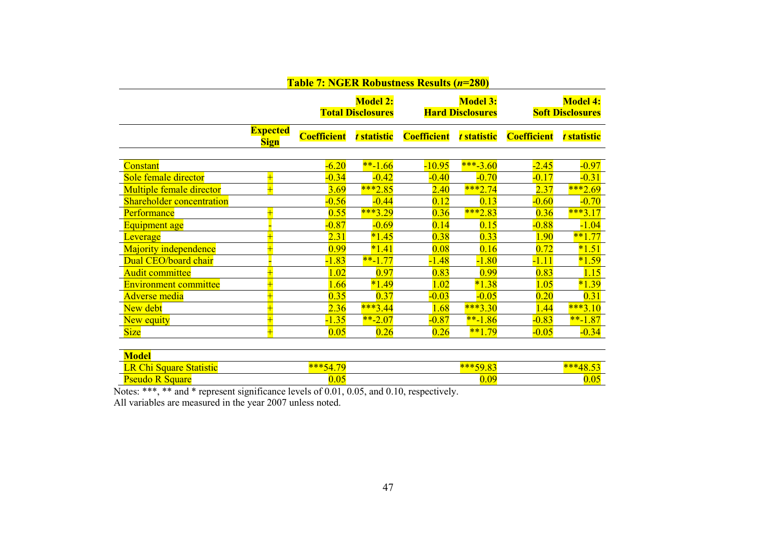**Table 7: NGER Robustness Results (*n*=280)**

| | | Model 2: Total Disclosures | | Model 3: Hard Disclosures | | Model 4: Soft Disclosures | |
|---|---|---|---|---|---|---|---|
| | Expected Sign | Coefficient | *t* statistic | Coefficient | *t* statistic | Coefficient | *t* statistic |
| Constant | | -6.20 | **-1.66 | -10.95 | ***-3.60 | -2.45 | -0.97 |
| Sole female director | + | -0.34 | -0.42 | -0.40 | -0.70 | -0.17 | -0.31 |
| Multiple female director | + | 3.69 | ***2.85 | 2.40 | ***2.74 | 2.37 | ***2.69 |
| Shareholder concentration | | -0.56 | -0.44 | 0.12 | 0.13 | -0.60 | -0.70 |
| Performance | + | 0.55 | ***3.29 | 0.36 | ***2.83 | 0.36 | ***3.17 |
| Equipment age | - | -0.87 | -0.69 | 0.14 | 0.15 | -0.88 | -1.04 |
| Leverage | + | 2.31 | *1.45 | 0.38 | 0.33 | 1.90 | **1.77 |
| Majority independence | + | 0.99 | *1.41 | 0.08 | 0.16 | 0.72 | *1.51 |
| Dual CEO/board chair | - | -1.83 | **-1.77 | -1.48 | -1.80 | -1.11 | *1.59 |
| Audit committee | + | 1.02 | 0.97 | 0.83 | 0.99 | 0.83 | 1.15 |
| Environment committee | + | 1.66 | *1.49 | 1.02 | *1.38 | 1.05 | *1.39 |
| Adverse media | + | 0.35 | 0.37 | -0.03 | -0.05 | 0.20 | 0.31 |
| New debt | + | 2.36 | ***3.44 | 1.68 | ***3.30 | 1.44 | ***3.10 |
| New equity | + | -1.35 | **-2.07 | -0.87 | **-1.86 | -0.83 | **-1.87 |
| Size | + | 0.05 | 0.26 | 0.26 | **1.79 | -0.05 | -0.34 |
| **Model** | | | | | | | |
| LR Chi Square Statistic | | ***54.79 | | ***59.83 | | ***48.53 | |
| Pseudo R Square | | 0.05 | | 0.09 | | 0.05 | |

Notes: ***, ** and * represent significance levels of 0.01, 0.05, and 0.10, respectively.
All variables are measured in the year 2007 unless noted.